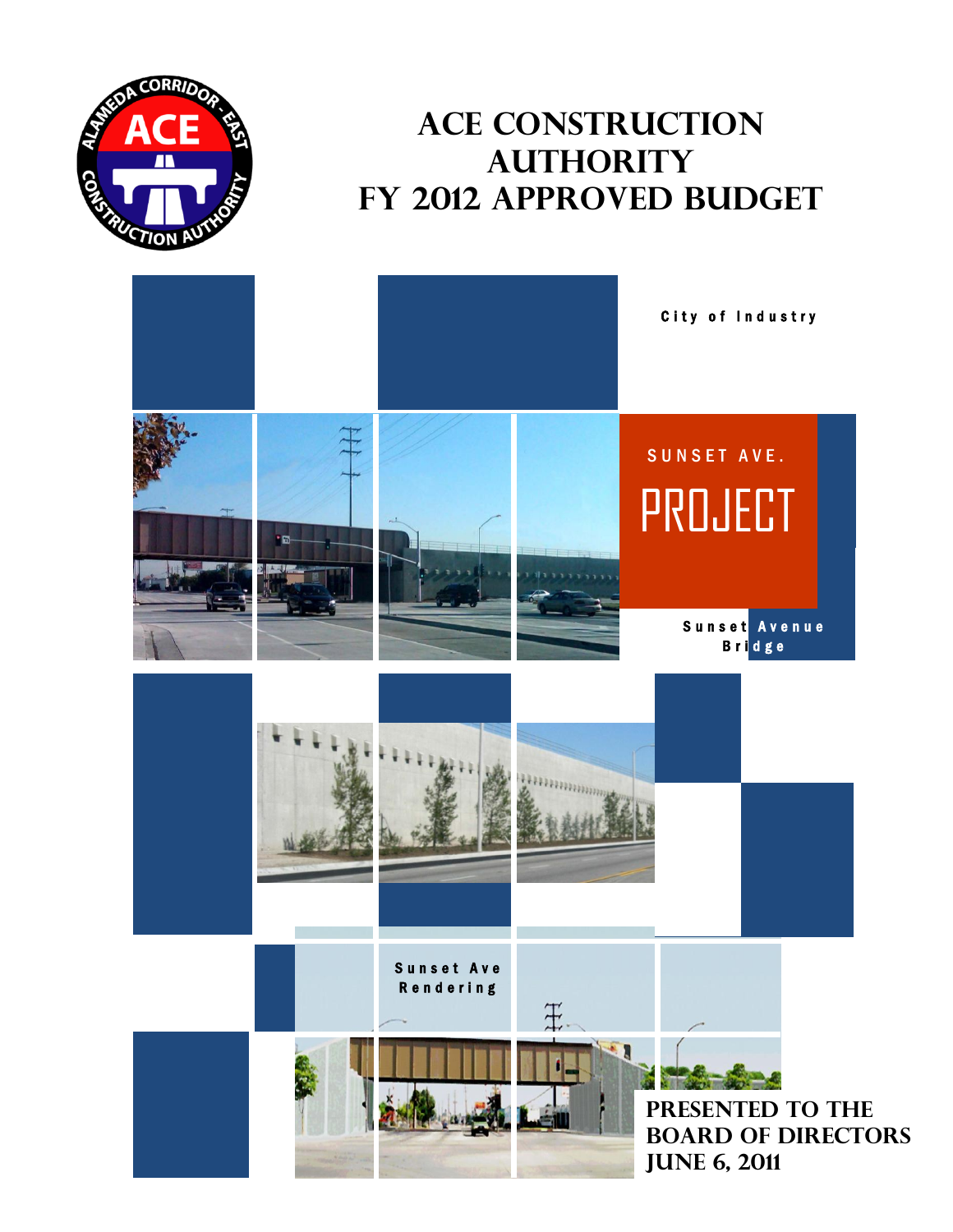# ACE CONSTRUCTION AUTHORITY FY 2012 APPROVED BUDGET

City of Industry

SUNSET AVE.

PROJECT

Sunset Avenue Bridge

Sunset Ave Rendering

**PRESENTED TO THE BOARD OF DIRECTORS JUNE 6, 2011**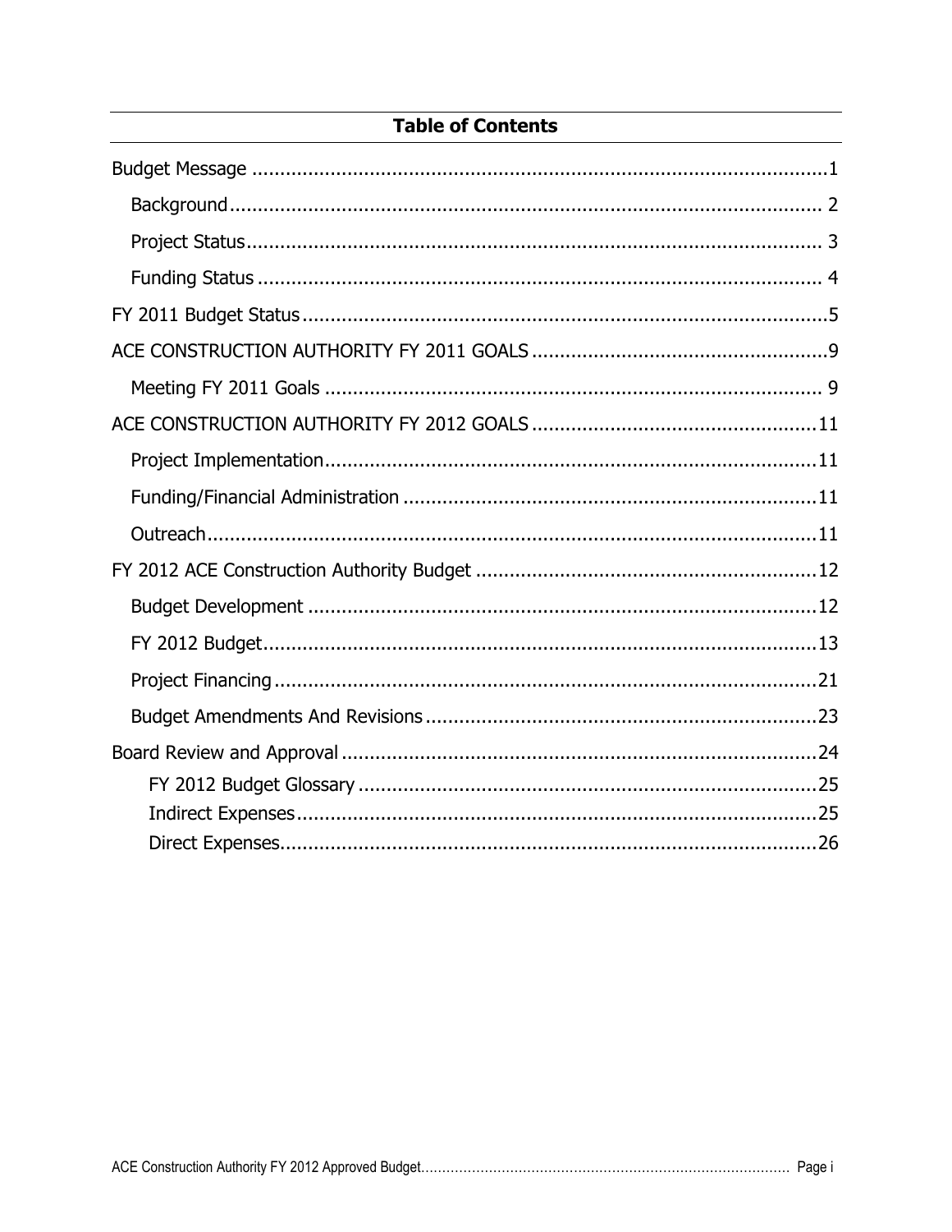## Table of Contents

Budget Message ....................................................................................................1

Background ....................................................................................................... 2

Project Status ..................................................................................................... 3

Funding Status .................................................................................................... 4

FY 2011 Budget Status ...........................................................................................5

ACE CONSTRUCTION AUTHORITY FY 2011 GOALS ....................................................9

Meeting FY 2011 Goals ......................................................................................... 9

ACE CONSTRUCTION AUTHORITY FY 2012 GOALS ..................................................11

Project Implementation .........................................................................................11

Funding/Financial Administration .........................................................................11

Outreach ...........................................................................................................11

FY 2012 ACE Construction Authority Budget ............................................................12

Budget Development ...........................................................................................12

FY 2012 Budget ..................................................................................................13

Project Financing ................................................................................................21

Budget Amendments And Revisions .....................................................................23

Board Review and Approval ....................................................................................24

FY 2012 Budget Glossary .................................................................................25

Indirect Expenses ............................................................................................25

Direct Expenses ...............................................................................................26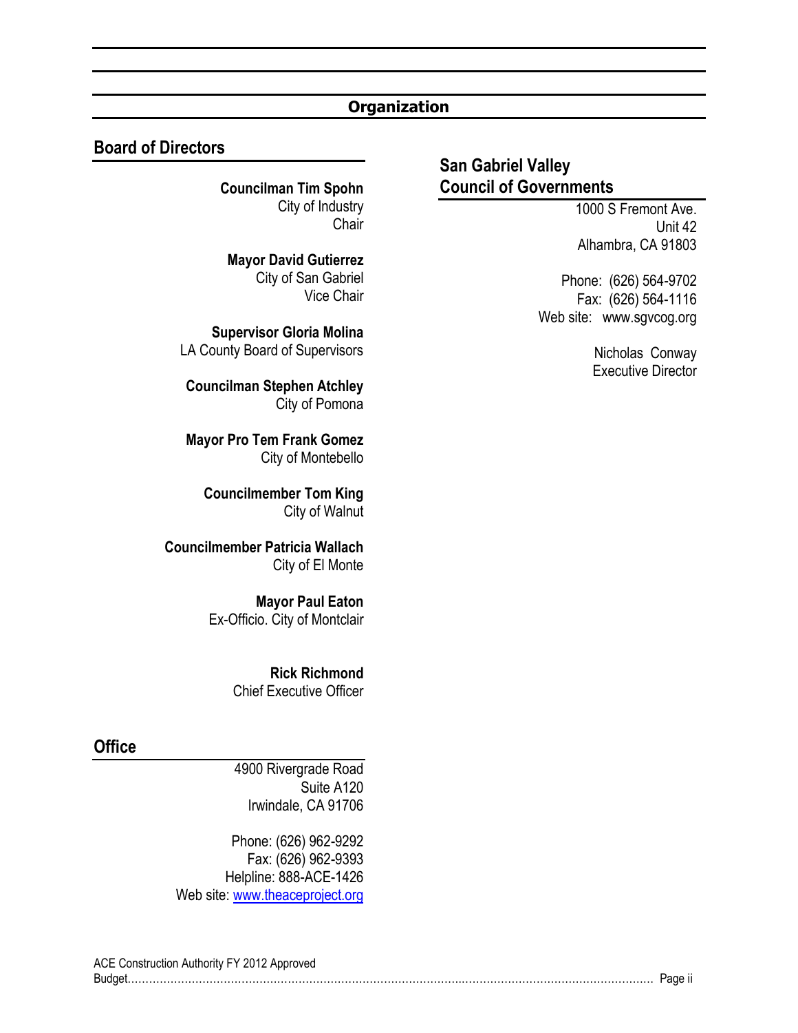# Organization

## Board of Directors

**Councilman Tim Spohn**
City of Industry
Chair

**Mayor David Gutierrez**
City of San Gabriel
Vice Chair

**Supervisor Gloria Molina**
LA County Board of Supervisors

**Councilman Stephen Atchley**
City of Pomona

**Mayor Pro Tem Frank Gomez**
City of Montebello

**Councilmember Tom King**
City of Walnut

**Councilmember Patricia Wallach**
City of El Monte

**Mayor Paul Eaton**
Ex-Officio. City of Montclair

**Rick Richmond**
Chief Executive Officer

## Office

4900 Rivergrade Road
Suite A120
Irwindale, CA 91706

Phone: (626) 962-9292
Fax: (626) 962-9393
Helpline: 888-ACE-1426
Web site: www.theaceproject.org

## San Gabriel Valley Council of Governments

1000 S Fremont Ave.
Unit 42
Alhambra, CA 91803

Phone: (626) 564-9702
Fax: (626) 564-1116
Web site: www.sgvcog.org

Nicholas Conway
Executive Director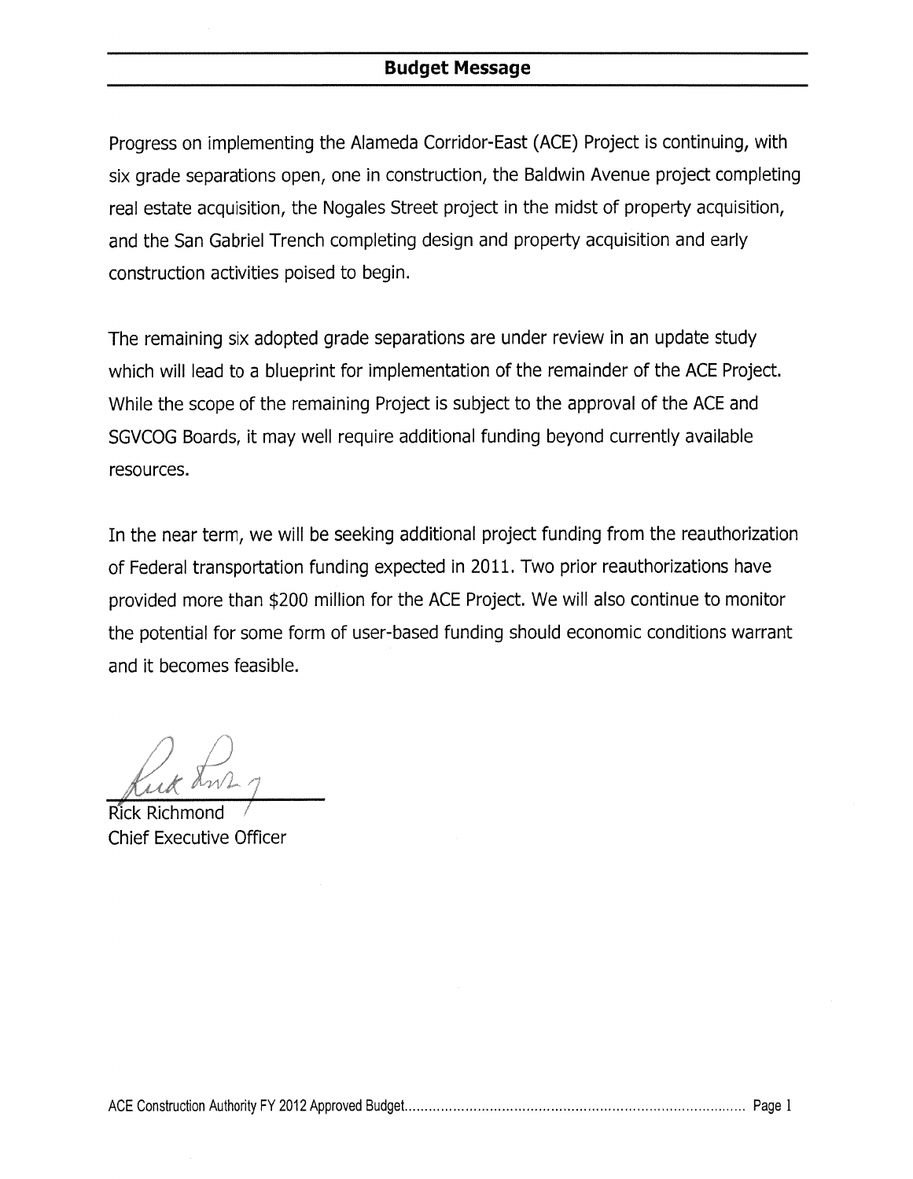## Budget Message

Progress on implementing the Alameda Corridor-East (ACE) Project is continuing, with six grade separations open, one in construction, the Baldwin Avenue project completing real estate acquisition, the Nogales Street project in the midst of property acquisition, and the San Gabriel Trench completing design and property acquisition and early construction activities poised to begin.

The remaining six adopted grade separations are under review in an update study which will lead to a blueprint for implementation of the remainder of the ACE Project. While the scope of the remaining Project is subject to the approval of the ACE and SGVCOG Boards, it may well require additional funding beyond currently available resources.

In the near term, we will be seeking additional project funding from the reauthorization of Federal transportation funding expected in 2011. Two prior reauthorizations have provided more than $200 million for the ACE Project. We will also continue to monitor the potential for some form of user-based funding should economic conditions warrant and it becomes feasible.

Rick Richmond
Chief Executive Officer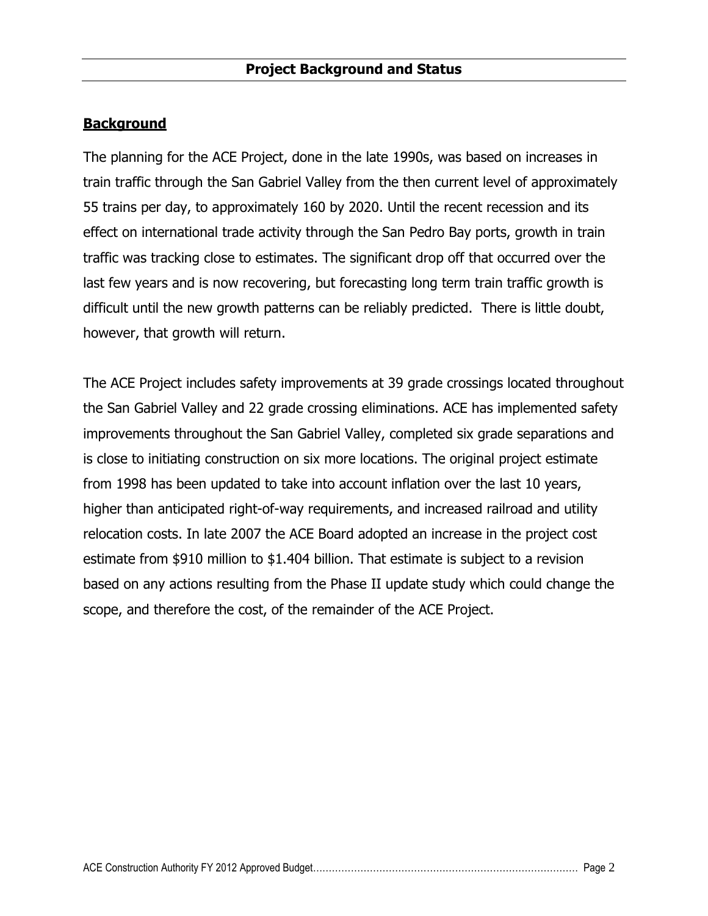# Project Background and Status

## Background

The planning for the ACE Project, done in the late 1990s, was based on increases in train traffic through the San Gabriel Valley from the then current level of approximately 55 trains per day, to approximately 160 by 2020. Until the recent recession and its effect on international trade activity through the San Pedro Bay ports, growth in train traffic was tracking close to estimates. The significant drop off that occurred over the last few years and is now recovering, but forecasting long term train traffic growth is difficult until the new growth patterns can be reliably predicted. There is little doubt, however, that growth will return.

The ACE Project includes safety improvements at 39 grade crossings located throughout the San Gabriel Valley and 22 grade crossing eliminations. ACE has implemented safety improvements throughout the San Gabriel Valley, completed six grade separations and is close to initiating construction on six more locations. The original project estimate from 1998 has been updated to take into account inflation over the last 10 years, higher than anticipated right-of-way requirements, and increased railroad and utility relocation costs. In late 2007 the ACE Board adopted an increase in the project cost estimate from $910 million to $1.404 billion. That estimate is subject to a revision based on any actions resulting from the Phase II update study which could change the scope, and therefore the cost, of the remainder of the ACE Project.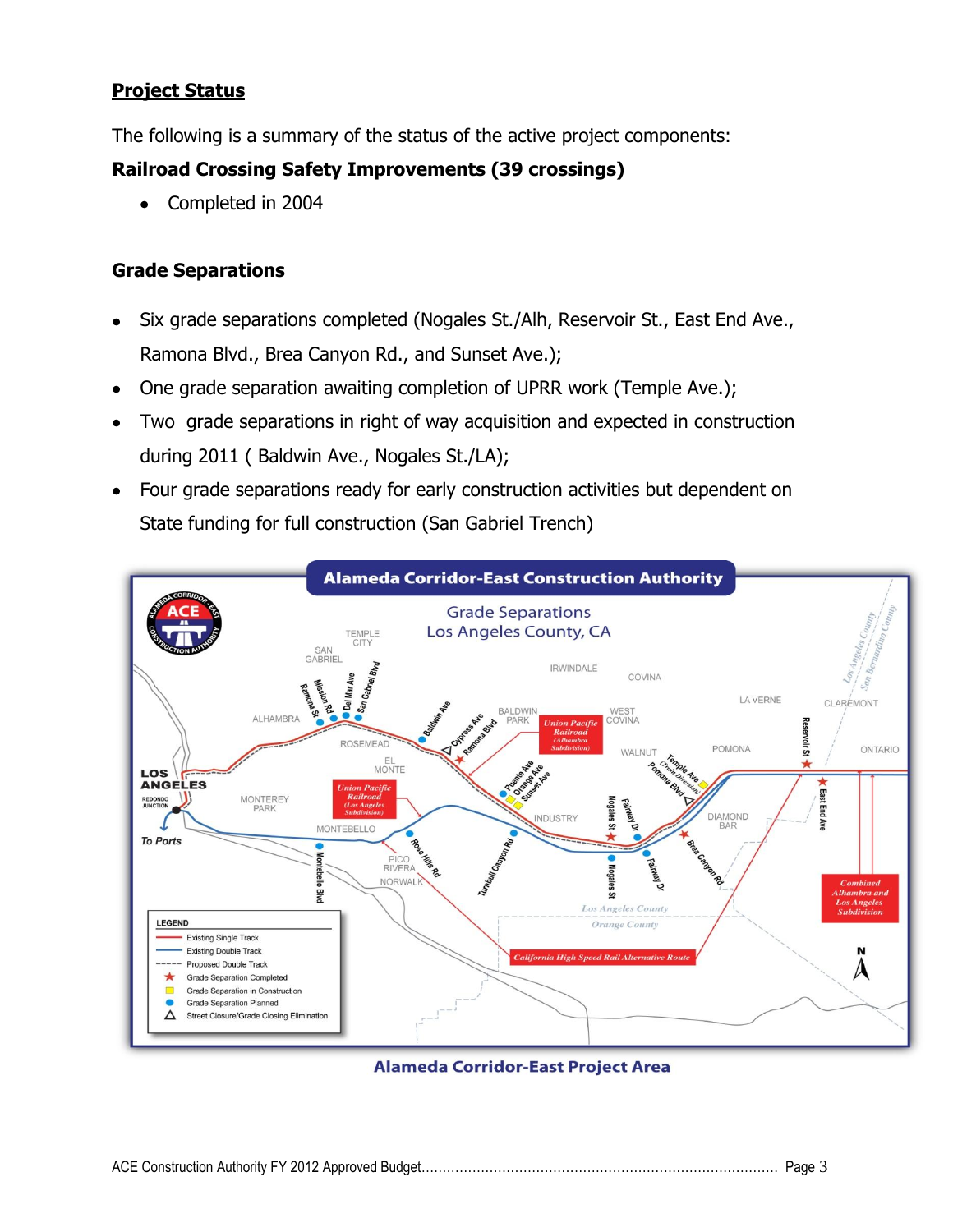## Project Status

The following is a summary of the status of the active project components:

### Railroad Crossing Safety Improvements (39 crossings)

- Completed in 2004

### Grade Separations

- Six grade separations completed (Nogales St./Alh, Reservoir St., East End Ave., Ramona Blvd., Brea Canyon Rd., and Sunset Ave.);
- One grade separation awaiting completion of UPRR work (Temple Ave.);
- Two grade separations in right of way acquisition and expected in construction during 2011 ( Baldwin Ave., Nogales St./LA);
- Four grade separations ready for early construction activities but dependent on State funding for full construction (San Gabriel Trench)

Alameda Corridor-East Project Area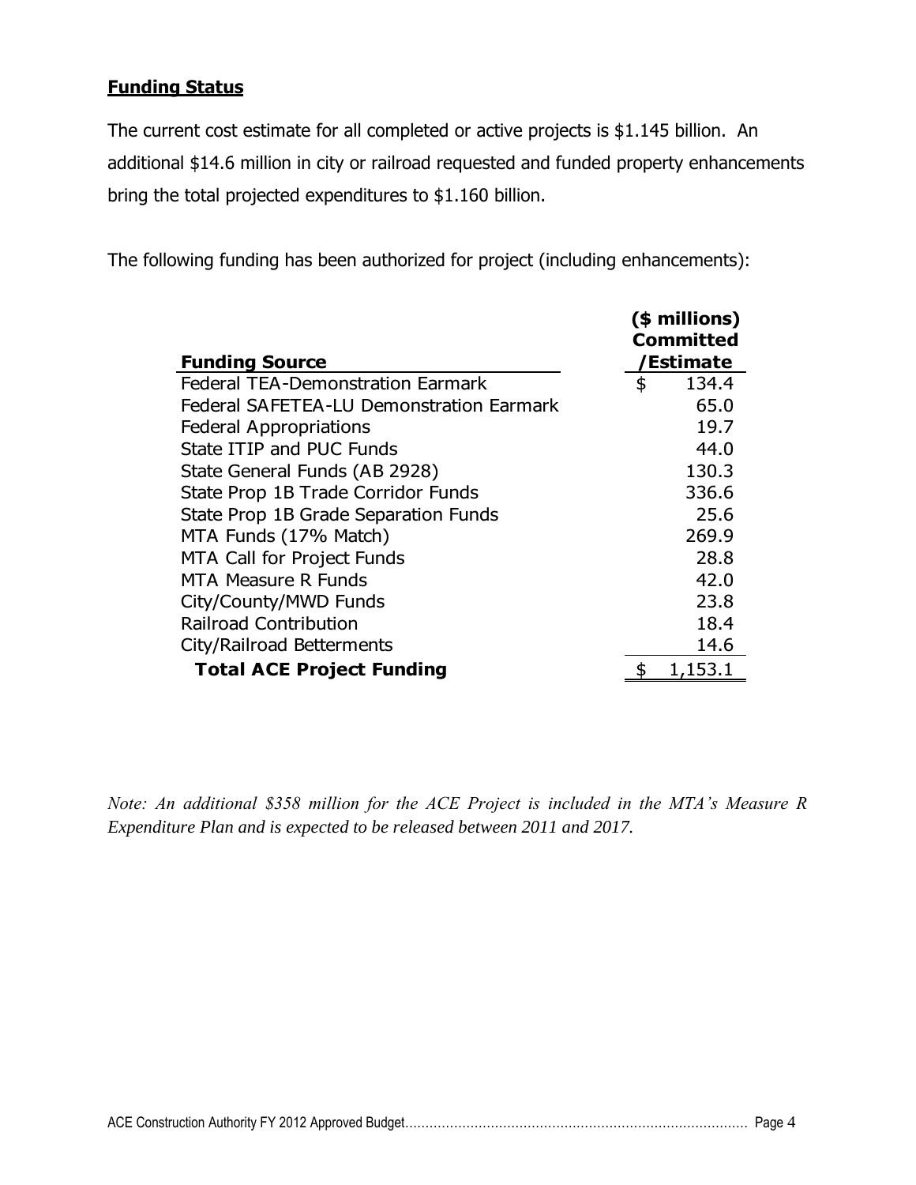## **Funding Status**

The current cost estimate for all completed or active projects is $1.145 billion. An additional $14.6 million in city or railroad requested and funded property enhancements bring the total projected expenditures to $1.160 billion.

The following funding has been authorized for project (including enhancements):

| **Funding Source** | **($ millions) Committed /Estimate** |
|---|---|
| Federal TEA-Demonstration Earmark | $ 134.4 |
| Federal SAFETEA-LU Demonstration Earmark | 65.0 |
| Federal Appropriations | 19.7 |
| State ITIP and PUC Funds | 44.0 |
| State General Funds (AB 2928) | 130.3 |
| State Prop 1B Trade Corridor Funds | 336.6 |
| State Prop 1B Grade Separation Funds | 25.6 |
| MTA Funds (17% Match) | 269.9 |
| MTA Call for Project Funds | 28.8 |
| MTA Measure R Funds | 42.0 |
| City/County/MWD Funds | 23.8 |
| Railroad Contribution | 18.4 |
| City/Railroad Betterments | 14.6 |
| **Total ACE Project Funding** | $ 1,153.1 |

*Note: An additional $358 million for the ACE Project is included in the MTA's Measure R Expenditure Plan and is expected to be released between 2011 and 2017.*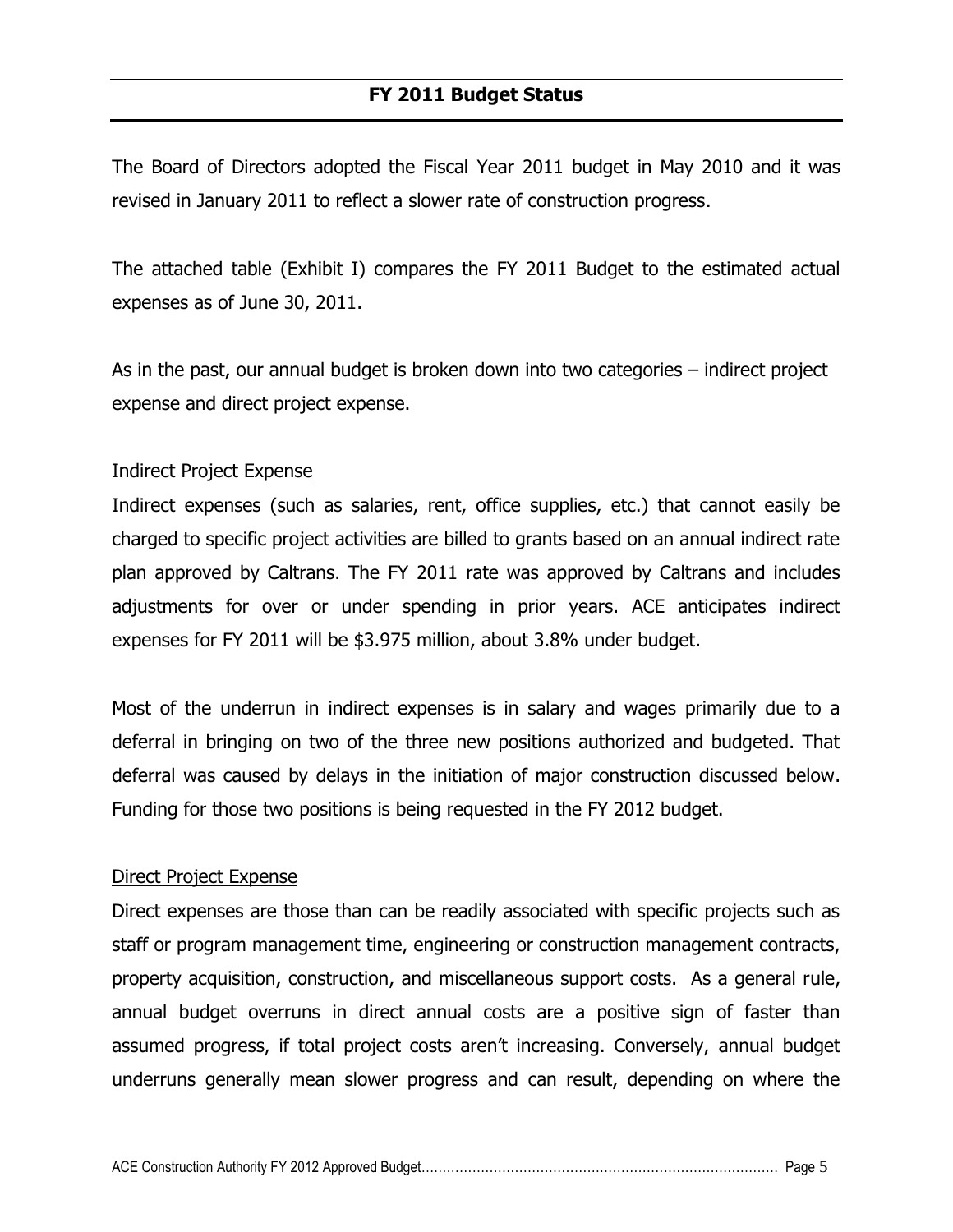## FY 2011 Budget Status

The Board of Directors adopted the Fiscal Year 2011 budget in May 2010 and it was revised in January 2011 to reflect a slower rate of construction progress.

The attached table (Exhibit I) compares the FY 2011 Budget to the estimated actual expenses as of June 30, 2011.

As in the past, our annual budget is broken down into two categories – indirect project expense and direct project expense.

<u>Indirect Project Expense</u>

Indirect expenses (such as salaries, rent, office supplies, etc.) that cannot easily be charged to specific project activities are billed to grants based on an annual indirect rate plan approved by Caltrans. The FY 2011 rate was approved by Caltrans and includes adjustments for over or under spending in prior years. ACE anticipates indirect expenses for FY 2011 will be $3.975 million, about 3.8% under budget.

Most of the underrun in indirect expenses is in salary and wages primarily due to a deferral in bringing on two of the three new positions authorized and budgeted. That deferral was caused by delays in the initiation of major construction discussed below. Funding for those two positions is being requested in the FY 2012 budget.

<u>Direct Project Expense</u>

Direct expenses are those than can be readily associated with specific projects such as staff or program management time, engineering or construction management contracts, property acquisition, construction, and miscellaneous support costs. As a general rule, annual budget overruns in direct annual costs are a positive sign of faster than assumed progress, if total project costs aren't increasing. Conversely, annual budget underruns generally mean slower progress and can result, depending on where the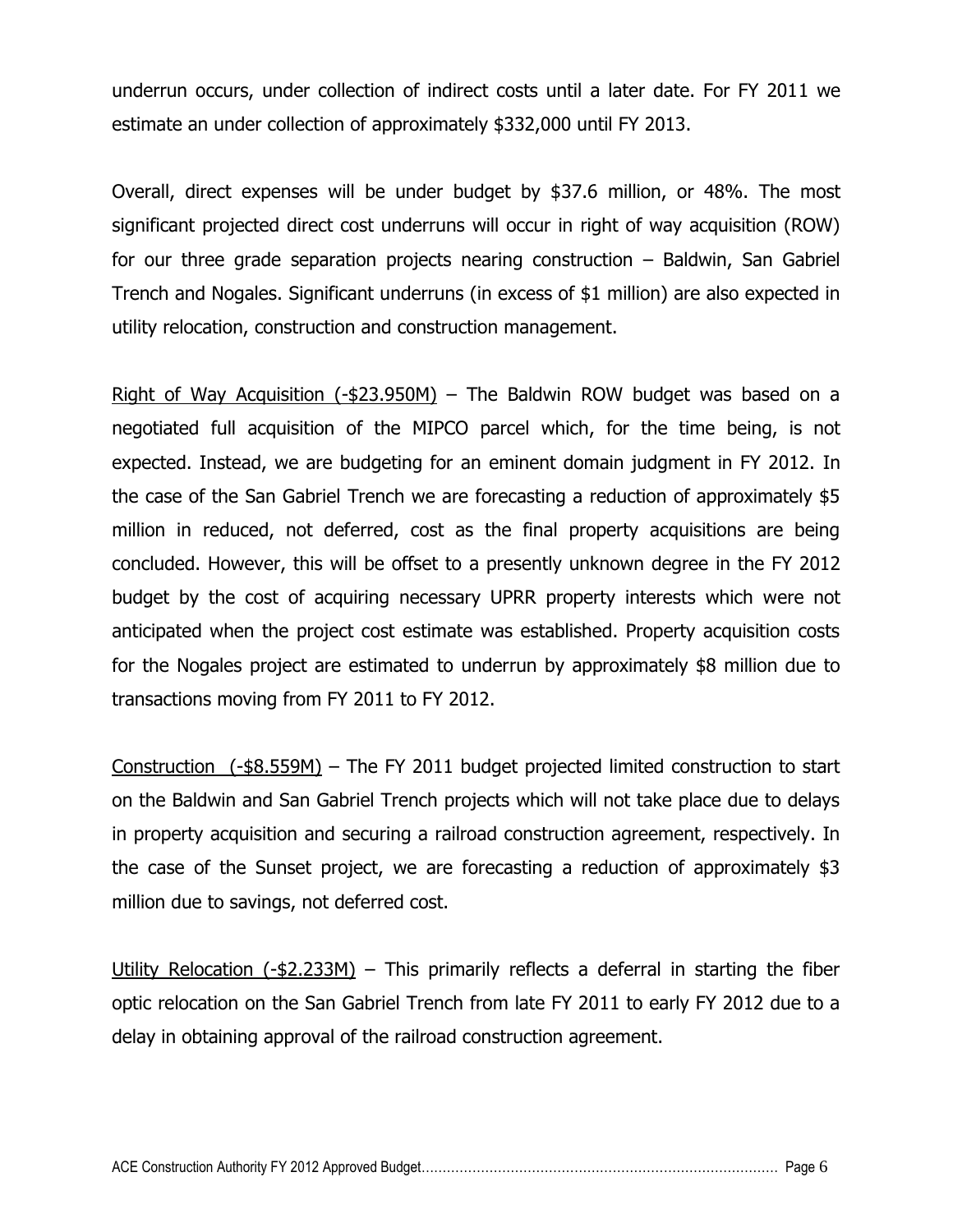underrun occurs, under collection of indirect costs until a later date. For FY 2011 we estimate an under collection of approximately $332,000 until FY 2013.

Overall, direct expenses will be under budget by $37.6 million, or 48%. The most significant projected direct cost underruns will occur in right of way acquisition (ROW) for our three grade separation projects nearing construction – Baldwin, San Gabriel Trench and Nogales. Significant underruns (in excess of $1 million) are also expected in utility relocation, construction and construction management.

<u>Right of Way Acquisition (-$23.950M)</u> – The Baldwin ROW budget was based on a negotiated full acquisition of the MIPCO parcel which, for the time being, is not expected. Instead, we are budgeting for an eminent domain judgment in FY 2012. In the case of the San Gabriel Trench we are forecasting a reduction of approximately $5 million in reduced, not deferred, cost as the final property acquisitions are being concluded. However, this will be offset to a presently unknown degree in the FY 2012 budget by the cost of acquiring necessary UPRR property interests which were not anticipated when the project cost estimate was established. Property acquisition costs for the Nogales project are estimated to underrun by approximately $8 million due to transactions moving from FY 2011 to FY 2012.

<u>Construction (-$8.559M)</u> – The FY 2011 budget projected limited construction to start on the Baldwin and San Gabriel Trench projects which will not take place due to delays in property acquisition and securing a railroad construction agreement, respectively. In the case of the Sunset project, we are forecasting a reduction of approximately $3 million due to savings, not deferred cost.

<u>Utility Relocation (-$2.233M)</u> – This primarily reflects a deferral in starting the fiber optic relocation on the San Gabriel Trench from late FY 2011 to early FY 2012 due to a delay in obtaining approval of the railroad construction agreement.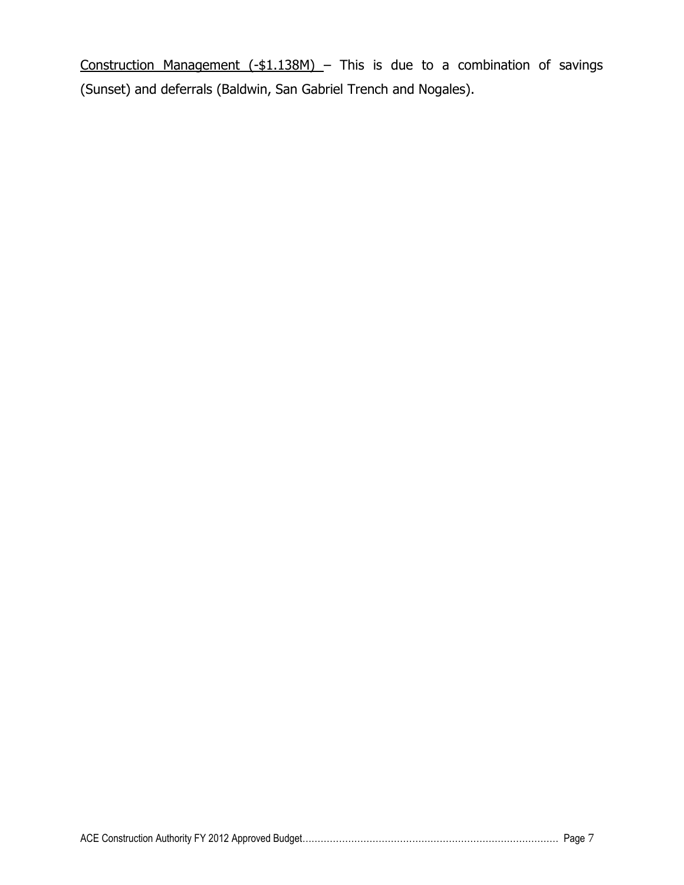<u>Construction Management (-$1.138M)</u> – This is due to a combination of savings (Sunset) and deferrals (Baldwin, San Gabriel Trench and Nogales).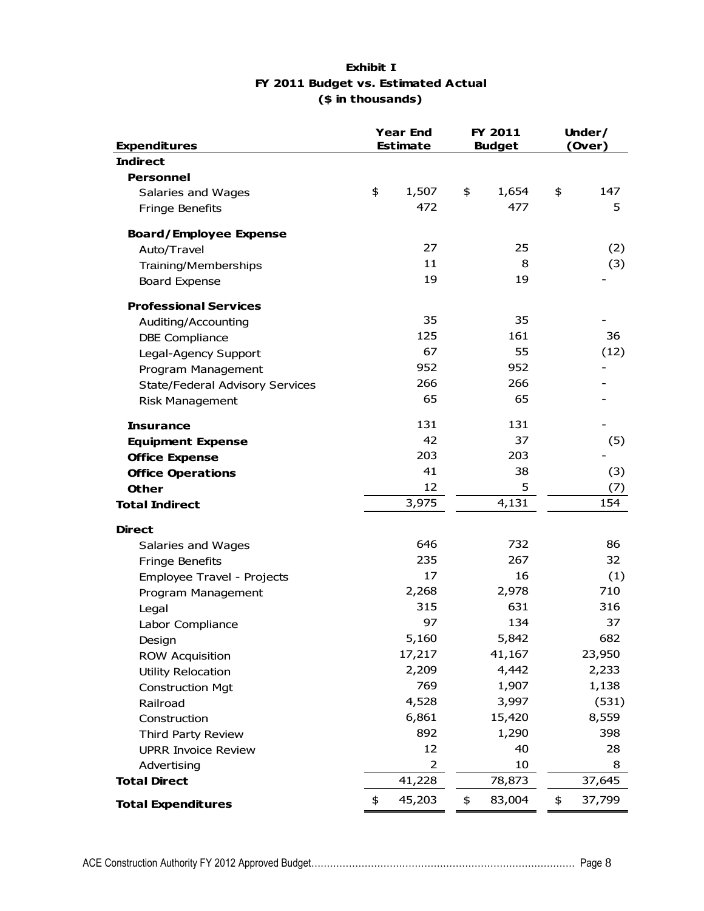**Exhibit I**
**FY 2011 Budget vs. Estimated Actual**
**($ in thousands)**

| Expenditures | Year End Estimate | FY 2011 Budget | Under/ (Over) |
|---|---|---|---|
| **Indirect** | | | |
| **Personnel** | | | |
| Salaries and Wages | $ 1,507 | $ 1,654 | $ 147 |
| Fringe Benefits | 472 | 477 | 5 |
| **Board/Employee Expense** | | | |
| Auto/Travel | 27 | 25 | (2) |
| Training/Memberships | 11 | 8 | (3) |
| Board Expense | 19 | 19 | - |
| **Professional Services** | | | |
| Auditing/Accounting | 35 | 35 | - |
| DBE Compliance | 125 | 161 | 36 |
| Legal-Agency Support | 67 | 55 | (12) |
| Program Management | 952 | 952 | - |
| State/Federal Advisory Services | 266 | 266 | - |
| Risk Management | 65 | 65 | - |
| **Insurance** | 131 | 131 | - |
| **Equipment Expense** | 42 | 37 | (5) |
| **Office Expense** | 203 | 203 | - |
| **Office Operations** | 41 | 38 | (3) |
| **Other** | 12 | 5 | (7) |
| **Total Indirect** | 3,975 | 4,131 | 154 |
| **Direct** | | | |
| Salaries and Wages | 646 | 732 | 86 |
| Fringe Benefits | 235 | 267 | 32 |
| Employee Travel - Projects | 17 | 16 | (1) |
| Program Management | 2,268 | 2,978 | 710 |
| Legal | 315 | 631 | 316 |
| Labor Compliance | 97 | 134 | 37 |
| Design | 5,160 | 5,842 | 682 |
| ROW Acquisition | 17,217 | 41,167 | 23,950 |
| Utility Relocation | 2,209 | 4,442 | 2,233 |
| Construction Mgt | 769 | 1,907 | 1,138 |
| Railroad | 4,528 | 3,997 | (531) |
| Construction | 6,861 | 15,420 | 8,559 |
| Third Party Review | 892 | 1,290 | 398 |
| UPRR Invoice Review | 12 | 40 | 28 |
| Advertising | 2 | 10 | 8 |
| **Total Direct** | 41,228 | 78,873 | 37,645 |
| **Total Expenditures** | $ 45,203 | $ 83,004 | $ 37,799 |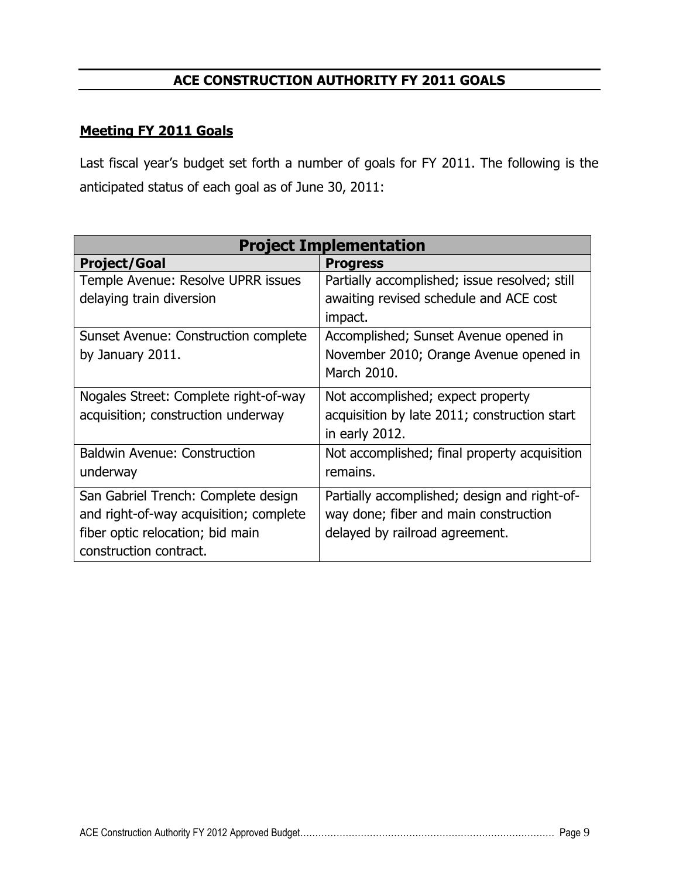# ACE CONSTRUCTION AUTHORITY FY 2011 GOALS

## Meeting FY 2011 Goals

Last fiscal year's budget set forth a number of goals for FY 2011. The following is the anticipated status of each goal as of June 30, 2011:

| Project Implementation | |
|---|---|
| **Project/Goal** | **Progress** |
| Temple Avenue: Resolve UPRR issues delaying train diversion | Partially accomplished; issue resolved; still awaiting revised schedule and ACE cost impact. |
| Sunset Avenue: Construction complete by January 2011. | Accomplished; Sunset Avenue opened in November 2010; Orange Avenue opened in March 2010. |
| Nogales Street: Complete right-of-way acquisition; construction underway | Not accomplished; expect property acquisition by late 2011; construction start in early 2012. |
| Baldwin Avenue: Construction underway | Not accomplished; final property acquisition remains. |
| San Gabriel Trench: Complete design and right-of-way acquisition; complete fiber optic relocation; bid main construction contract. | Partially accomplished; design and right-of-way done; fiber and main construction delayed by railroad agreement. |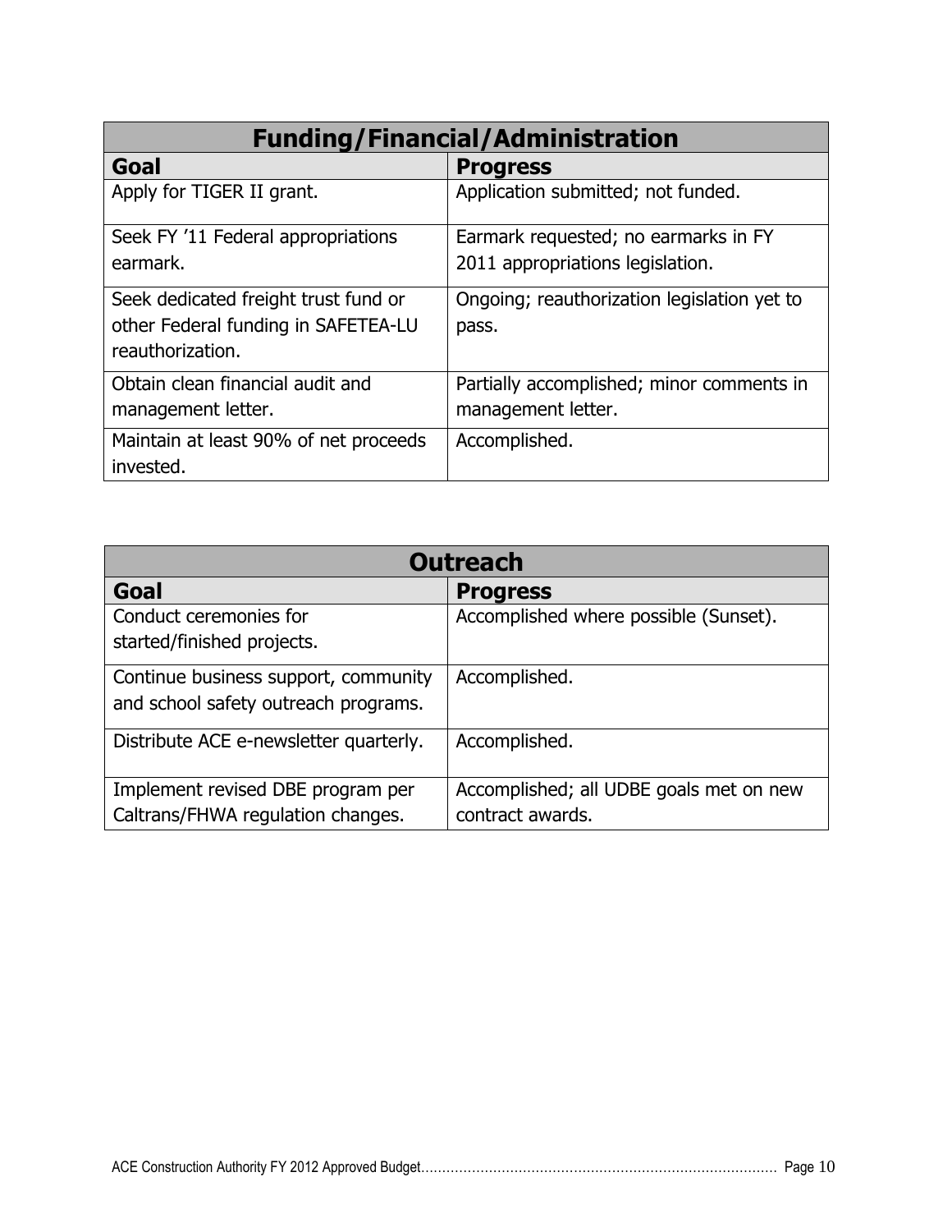| Funding/Financial/Administration | |
|---|---|
| **Goal** | **Progress** |
| Apply for TIGER II grant. | Application submitted; not funded. |
| Seek FY '11 Federal appropriations earmark. | Earmark requested; no earmarks in FY 2011 appropriations legislation. |
| Seek dedicated freight trust fund or other Federal funding in SAFETEA-LU reauthorization. | Ongoing; reauthorization legislation yet to pass. |
| Obtain clean financial audit and management letter. | Partially accomplished; minor comments in management letter. |
| Maintain at least 90% of net proceeds invested. | Accomplished. |

| Outreach | |
|---|---|
| **Goal** | **Progress** |
| Conduct ceremonies for started/finished projects. | Accomplished where possible (Sunset). |
| Continue business support, community and school safety outreach programs. | Accomplished. |
| Distribute ACE e-newsletter quarterly. | Accomplished. |
| Implement revised DBE program per Caltrans/FHWA regulation changes. | Accomplished; all UDBE goals met on new contract awards. |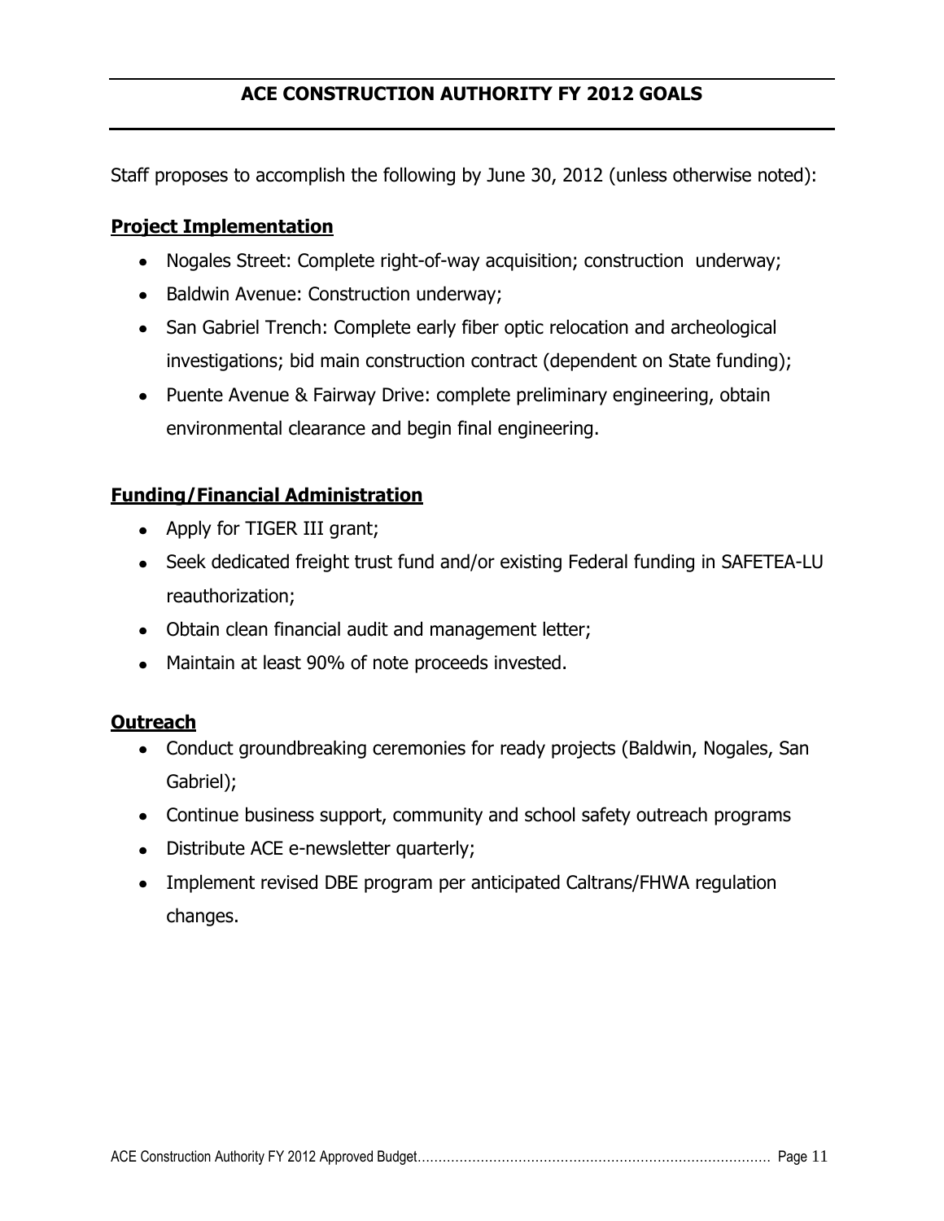# ACE CONSTRUCTION AUTHORITY FY 2012 GOALS

Staff proposes to accomplish the following by June 30, 2012 (unless otherwise noted):

## Project Implementation

- Nogales Street: Complete right-of-way acquisition; construction underway;
- Baldwin Avenue: Construction underway;
- San Gabriel Trench: Complete early fiber optic relocation and archeological investigations; bid main construction contract (dependent on State funding);
- Puente Avenue & Fairway Drive: complete preliminary engineering, obtain environmental clearance and begin final engineering.

## Funding/Financial Administration

- Apply for TIGER III grant;
- Seek dedicated freight trust fund and/or existing Federal funding in SAFETEA-LU reauthorization;
- Obtain clean financial audit and management letter;
- Maintain at least 90% of note proceeds invested.

## Outreach

- Conduct groundbreaking ceremonies for ready projects (Baldwin, Nogales, San Gabriel);
- Continue business support, community and school safety outreach programs
- Distribute ACE e-newsletter quarterly;
- Implement revised DBE program per anticipated Caltrans/FHWA regulation changes.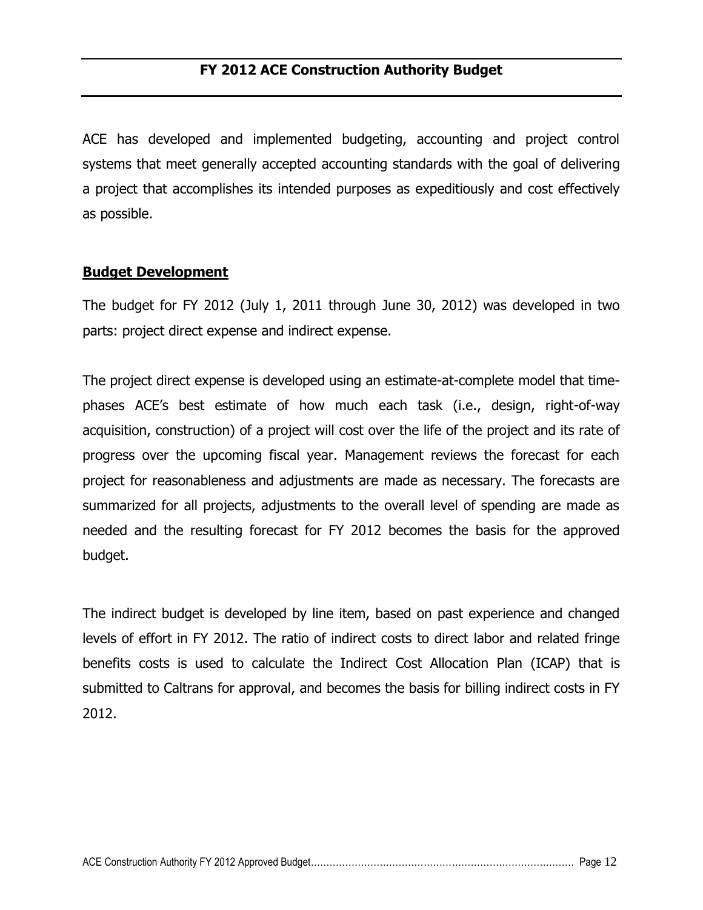## FY 2012 ACE Construction Authority Budget

ACE has developed and implemented budgeting, accounting and project control systems that meet generally accepted accounting standards with the goal of delivering a project that accomplishes its intended purposes as expeditiously and cost effectively as possible.

### Budget Development

The budget for FY 2012 (July 1, 2011 through June 30, 2012) was developed in two parts: project direct expense and indirect expense.

The project direct expense is developed using an estimate-at-complete model that time-phases ACE's best estimate of how much each task (i.e., design, right-of-way acquisition, construction) of a project will cost over the life of the project and its rate of progress over the upcoming fiscal year. Management reviews the forecast for each project for reasonableness and adjustments are made as necessary. The forecasts are summarized for all projects, adjustments to the overall level of spending are made as needed and the resulting forecast for FY 2012 becomes the basis for the approved budget.

The indirect budget is developed by line item, based on past experience and changed levels of effort in FY 2012. The ratio of indirect costs to direct labor and related fringe benefits costs is used to calculate the Indirect Cost Allocation Plan (ICAP) that is submitted to Caltrans for approval, and becomes the basis for billing indirect costs in FY 2012.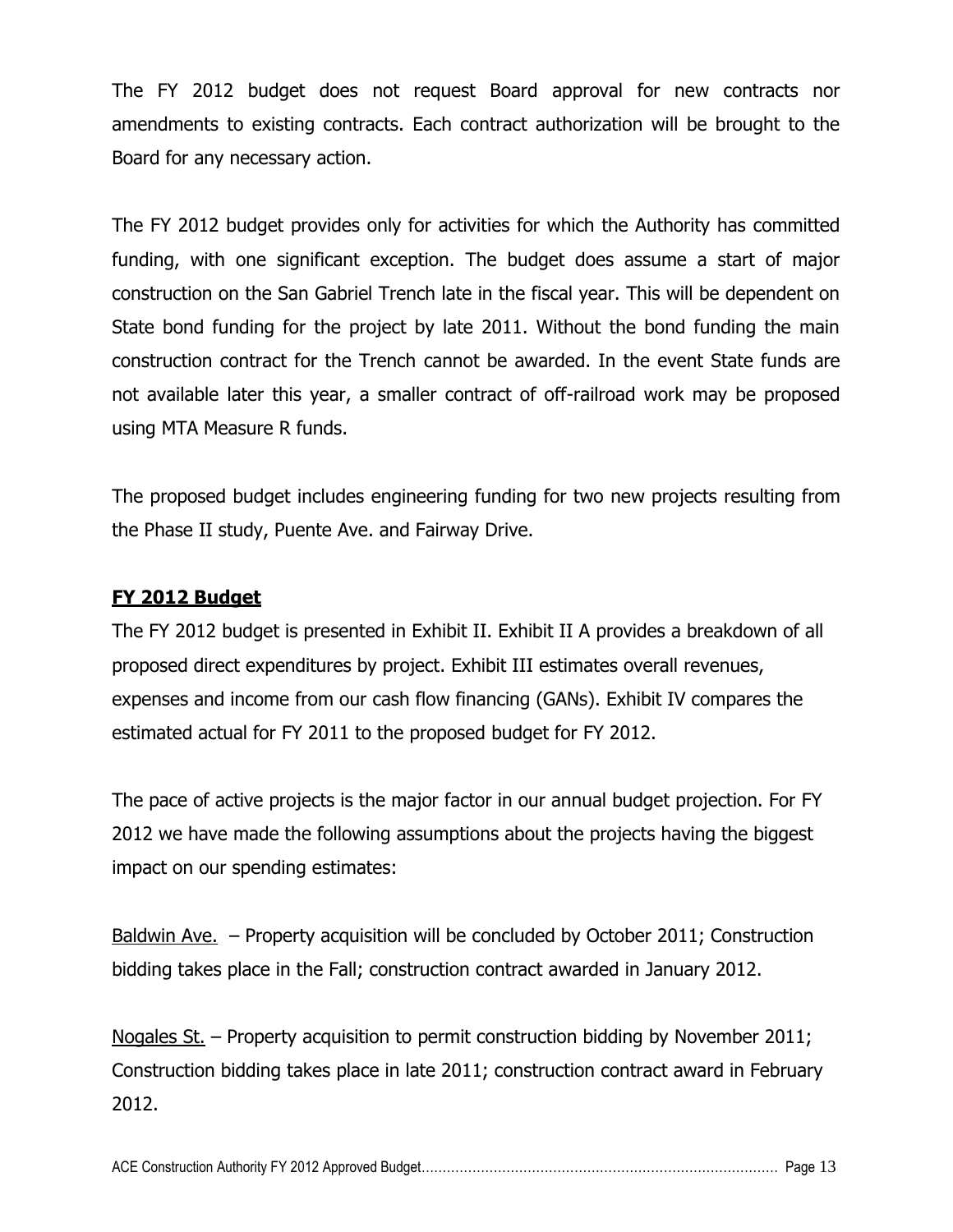The FY 2012 budget does not request Board approval for new contracts nor amendments to existing contracts. Each contract authorization will be brought to the Board for any necessary action.

The FY 2012 budget provides only for activities for which the Authority has committed funding, with one significant exception. The budget does assume a start of major construction on the San Gabriel Trench late in the fiscal year. This will be dependent on State bond funding for the project by late 2011. Without the bond funding the main construction contract for the Trench cannot be awarded. In the event State funds are not available later this year, a smaller contract of off-railroad work may be proposed using MTA Measure R funds.

The proposed budget includes engineering funding for two new projects resulting from the Phase II study, Puente Ave. and Fairway Drive.

## FY 2012 Budget

The FY 2012 budget is presented in Exhibit II. Exhibit II A provides a breakdown of all proposed direct expenditures by project. Exhibit III estimates overall revenues, expenses and income from our cash flow financing (GANs). Exhibit IV compares the estimated actual for FY 2011 to the proposed budget for FY 2012.

The pace of active projects is the major factor in our annual budget projection. For FY 2012 we have made the following assumptions about the projects having the biggest impact on our spending estimates:

Baldwin Ave. – Property acquisition will be concluded by October 2011; Construction bidding takes place in the Fall; construction contract awarded in January 2012.

Nogales St. – Property acquisition to permit construction bidding by November 2011; Construction bidding takes place in late 2011; construction contract award in February 2012.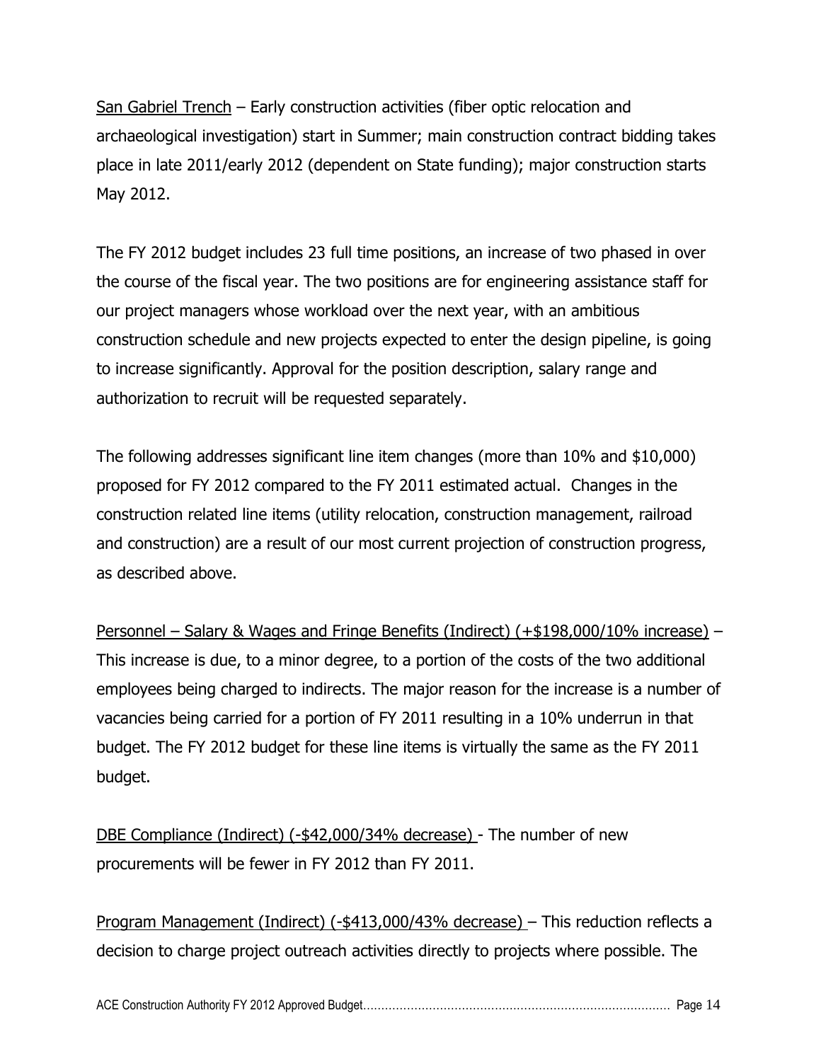San Gabriel Trench – Early construction activities (fiber optic relocation and archaeological investigation) start in Summer; main construction contract bidding takes place in late 2011/early 2012 (dependent on State funding); major construction starts May 2012.

The FY 2012 budget includes 23 full time positions, an increase of two phased in over the course of the fiscal year. The two positions are for engineering assistance staff for our project managers whose workload over the next year, with an ambitious construction schedule and new projects expected to enter the design pipeline, is going to increase significantly. Approval for the position description, salary range and authorization to recruit will be requested separately.

The following addresses significant line item changes (more than 10% and $10,000) proposed for FY 2012 compared to the FY 2011 estimated actual. Changes in the construction related line items (utility relocation, construction management, railroad and construction) are a result of our most current projection of construction progress, as described above.

Personnel – Salary & Wages and Fringe Benefits (Indirect) (+$198,000/10% increase) – This increase is due, to a minor degree, to a portion of the costs of the two additional employees being charged to indirects. The major reason for the increase is a number of vacancies being carried for a portion of FY 2011 resulting in a 10% underrun in that budget. The FY 2012 budget for these line items is virtually the same as the FY 2011 budget.

DBE Compliance (Indirect) (-$42,000/34% decrease) - The number of new procurements will be fewer in FY 2012 than FY 2011.

Program Management (Indirect) (-$413,000/43% decrease) – This reduction reflects a decision to charge project outreach activities directly to projects where possible. The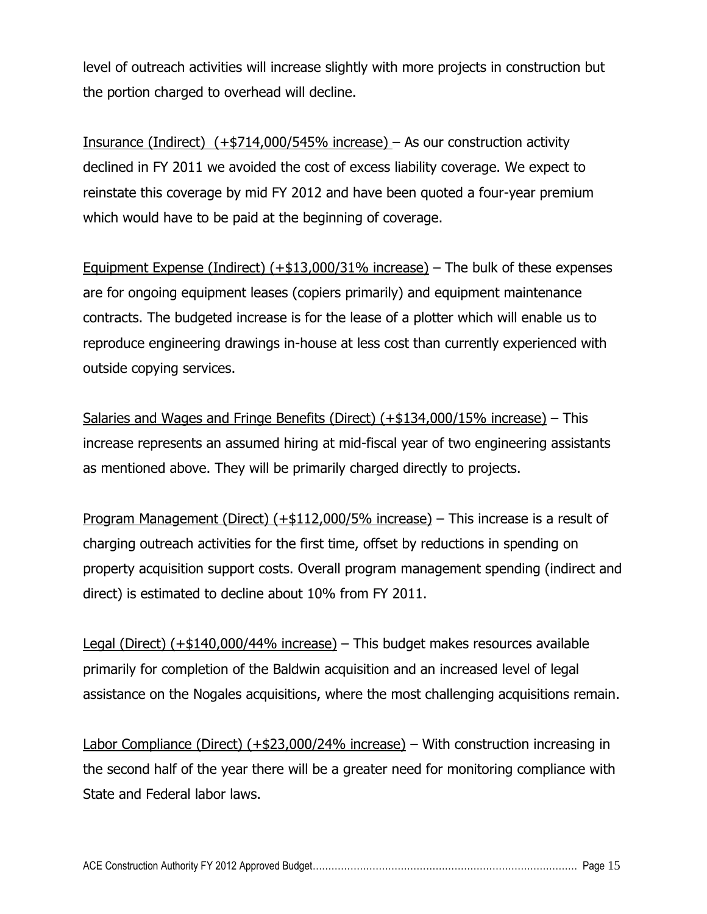level of outreach activities will increase slightly with more projects in construction but the portion charged to overhead will decline.

<u>Insurance (Indirect) (+$714,000/545% increase)</u> – As our construction activity declined in FY 2011 we avoided the cost of excess liability coverage. We expect to reinstate this coverage by mid FY 2012 and have been quoted a four-year premium which would have to be paid at the beginning of coverage.

<u>Equipment Expense (Indirect) (+$13,000/31% increase)</u> – The bulk of these expenses are for ongoing equipment leases (copiers primarily) and equipment maintenance contracts. The budgeted increase is for the lease of a plotter which will enable us to reproduce engineering drawings in-house at less cost than currently experienced with outside copying services.

<u>Salaries and Wages and Fringe Benefits (Direct) (+$134,000/15% increase)</u> – This increase represents an assumed hiring at mid-fiscal year of two engineering assistants as mentioned above. They will be primarily charged directly to projects.

<u>Program Management (Direct) (+$112,000/5% increase)</u> – This increase is a result of charging outreach activities for the first time, offset by reductions in spending on property acquisition support costs. Overall program management spending (indirect and direct) is estimated to decline about 10% from FY 2011.

<u>Legal (Direct) (+$140,000/44% increase)</u> – This budget makes resources available primarily for completion of the Baldwin acquisition and an increased level of legal assistance on the Nogales acquisitions, where the most challenging acquisitions remain.

<u>Labor Compliance (Direct) (+$23,000/24% increase)</u> – With construction increasing in the second half of the year there will be a greater need for monitoring compliance with State and Federal labor laws.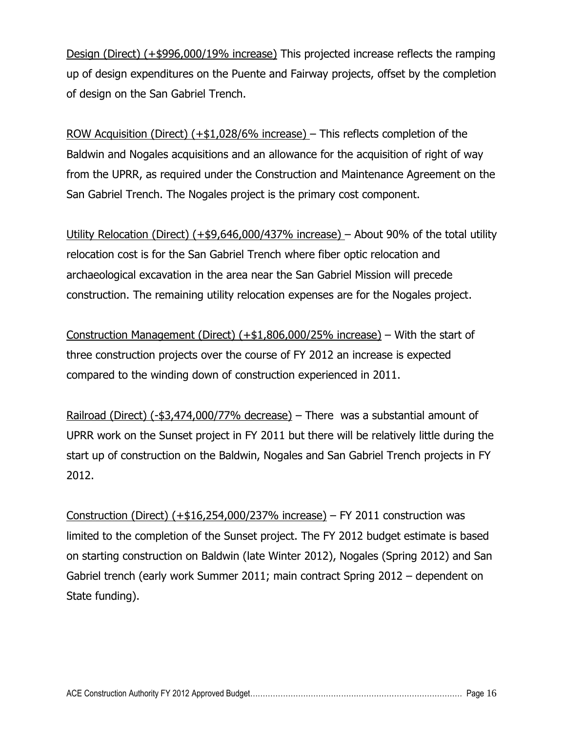<u>Design (Direct) (+$996,000/19% increase)</u> This projected increase reflects the ramping up of design expenditures on the Puente and Fairway projects, offset by the completion of design on the San Gabriel Trench.

<u>ROW Acquisition (Direct) (+$1,028/6% increase)</u> – This reflects completion of the Baldwin and Nogales acquisitions and an allowance for the acquisition of right of way from the UPRR, as required under the Construction and Maintenance Agreement on the San Gabriel Trench. The Nogales project is the primary cost component.

<u>Utility Relocation (Direct) (+$9,646,000/437% increase)</u> – About 90% of the total utility relocation cost is for the San Gabriel Trench where fiber optic relocation and archaeological excavation in the area near the San Gabriel Mission will precede construction. The remaining utility relocation expenses are for the Nogales project.

<u>Construction Management (Direct) (+$1,806,000/25% increase)</u> – With the start of three construction projects over the course of FY 2012 an increase is expected compared to the winding down of construction experienced in 2011.

<u>Railroad (Direct) (-$3,474,000/77% decrease)</u> – There was a substantial amount of UPRR work on the Sunset project in FY 2011 but there will be relatively little during the start up of construction on the Baldwin, Nogales and San Gabriel Trench projects in FY 2012.

<u>Construction (Direct) (+$16,254,000/237% increase)</u> – FY 2011 construction was limited to the completion of the Sunset project. The FY 2012 budget estimate is based on starting construction on Baldwin (late Winter 2012), Nogales (Spring 2012) and San Gabriel trench (early work Summer 2011; main contract Spring 2012 – dependent on State funding).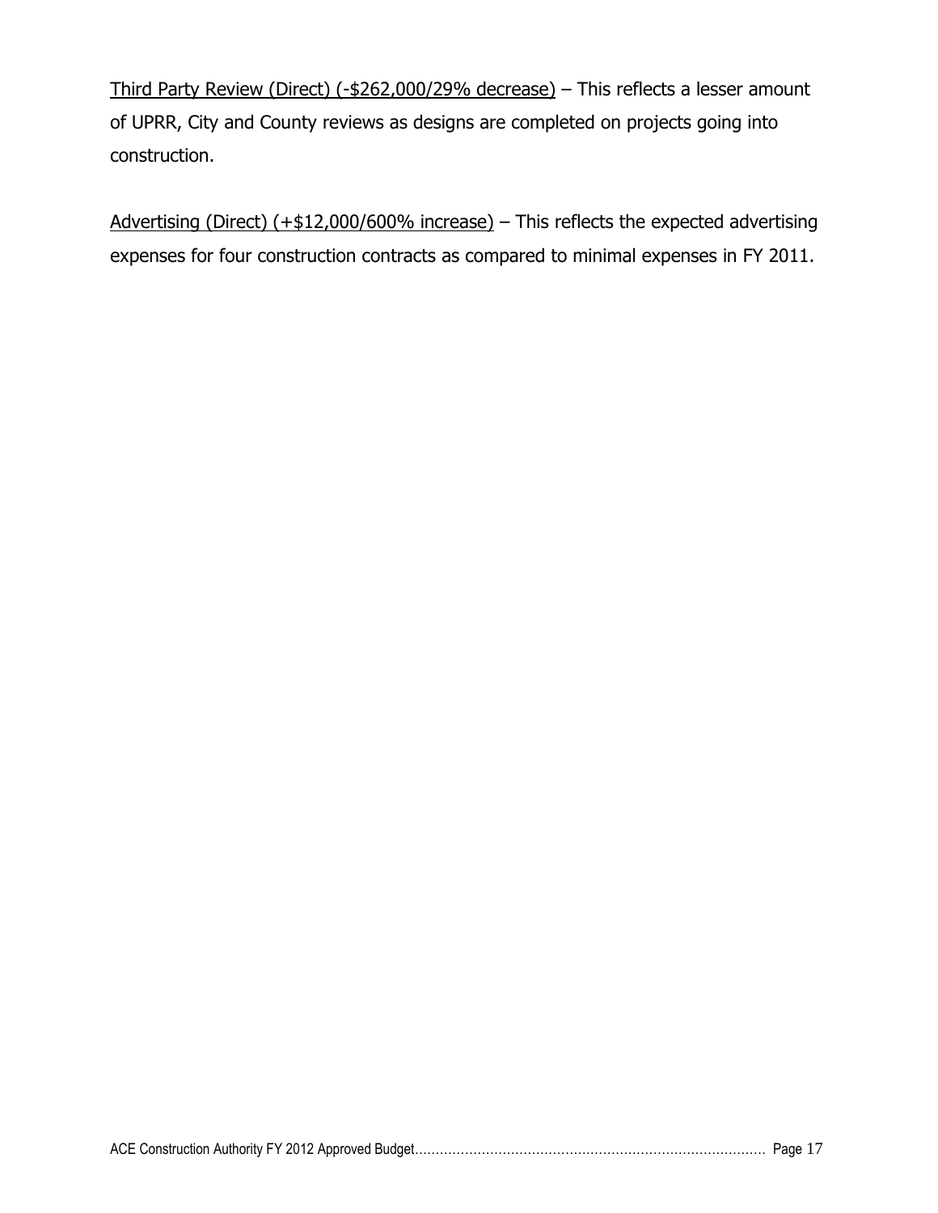<u>Third Party Review (Direct) (-$262,000/29% decrease)</u> – This reflects a lesser amount of UPRR, City and County reviews as designs are completed on projects going into construction.

<u>Advertising (Direct) (+$12,000/600% increase)</u> – This reflects the expected advertising expenses for four construction contracts as compared to minimal expenses in FY 2011.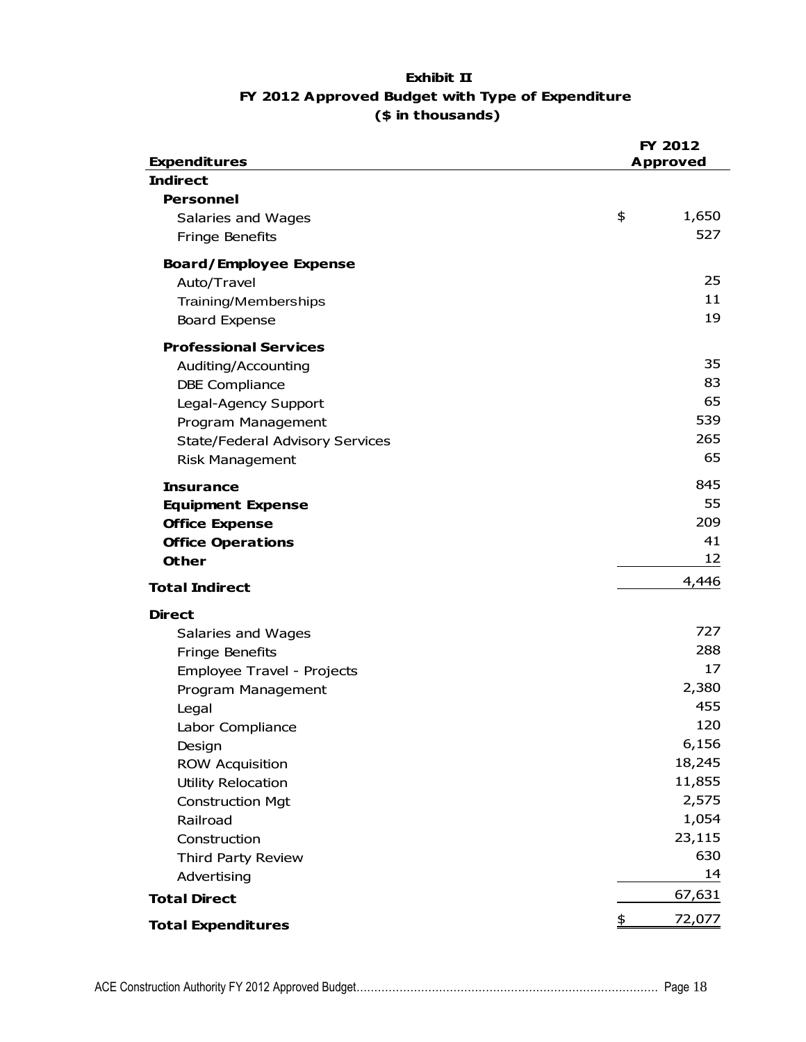# Exhibit II

## FY 2012 Approved Budget with Type of Expenditure

### ($ in thousands)

| Expenditures | FY 2012 Approved |
|---|---|
| **Indirect** | |
| **Personnel** | |
| Salaries and Wages | $ 1,650 |
| Fringe Benefits | 527 |
| **Board/Employee Expense** | |
| Auto/Travel | 25 |
| Training/Memberships | 11 |
| Board Expense | 19 |
| **Professional Services** | |
| Auditing/Accounting | 35 |
| DBE Compliance | 83 |
| Legal-Agency Support | 65 |
| Program Management | 539 |
| State/Federal Advisory Services | 265 |
| Risk Management | 65 |
| **Insurance** | 845 |
| **Equipment Expense** | 55 |
| **Office Expense** | 209 |
| **Office Operations** | 41 |
| **Other** | 12 |
| **Total Indirect** | 4,446 |
| **Direct** | |
| Salaries and Wages | 727 |
| Fringe Benefits | 288 |
| Employee Travel - Projects | 17 |
| Program Management | 2,380 |
| Legal | 455 |
| Labor Compliance | 120 |
| Design | 6,156 |
| ROW Acquisition | 18,245 |
| Utility Relocation | 11,855 |
| Construction Mgt | 2,575 |
| Railroad | 1,054 |
| Construction | 23,115 |
| Third Party Review | 630 |
| Advertising | 14 |
| **Total Direct** | 67,631 |
| **Total Expenditures** | $ 72,077 |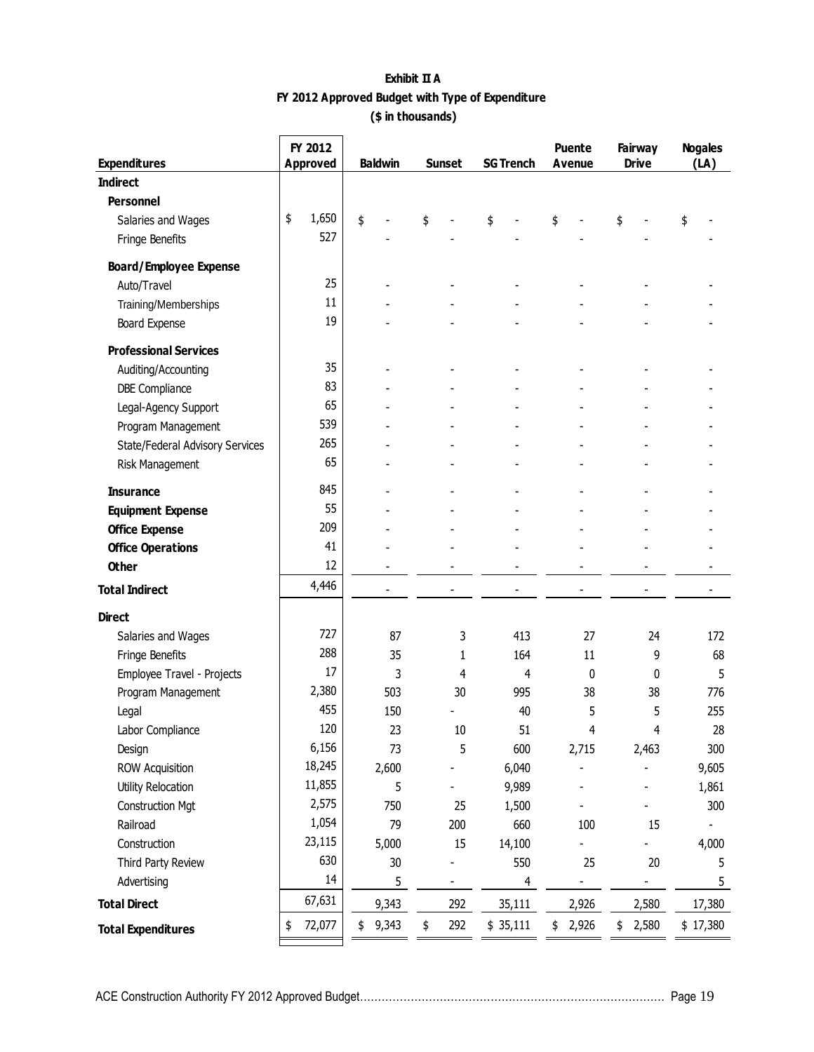**Exhibit II A**

**FY 2012 Approved Budget with Type of Expenditure**

**($ in thousands)**

| Expenditures | FY 2012 Approved | Baldwin | Sunset | SG Trench | Puente Avenue | Fairway Drive | Nogales (LA) |
|---|---|---|---|---|---|---|---|
| **Indirect** | | | | | | | |
| **Personnel** | | | | | | | |
| Salaries and Wages | $ 1,650 | $ - | $ - | $ - | $ - | $ - | $ - |
| Fringe Benefits | 527 | - | - | - | - | - | - |
| **Board/Employee Expense** | | | | | | | |
| Auto/Travel | 25 | - | - | - | - | - | - |
| Training/Memberships | 11 | - | - | - | - | - | - |
| Board Expense | 19 | - | - | - | - | - | - |
| **Professional Services** | | | | | | | |
| Auditing/Accounting | 35 | - | - | - | - | - | - |
| DBE Compliance | 83 | - | - | - | - | - | - |
| Legal-Agency Support | 65 | - | - | - | - | - | - |
| Program Management | 539 | - | - | - | - | - | - |
| State/Federal Advisory Services | 265 | - | - | - | - | - | - |
| Risk Management | 65 | - | - | - | - | - | - |
| **Insurance** | 845 | - | - | - | - | - | - |
| **Equipment Expense** | 55 | - | - | - | - | - | - |
| **Office Expense** | 209 | - | - | - | - | - | - |
| **Office Operations** | 41 | - | - | - | - | - | - |
| **Other** | 12 | - | - | - | - | - | - |
| **Total Indirect** | 4,446 | - | - | - | - | - | - |
| **Direct** | | | | | | | |
| Salaries and Wages | 727 | 87 | 3 | 413 | 27 | 24 | 172 |
| Fringe Benefits | 288 | 35 | 1 | 164 | 11 | 9 | 68 |
| Employee Travel - Projects | 17 | 3 | 4 | 4 | 0 | 0 | 5 |
| Program Management | 2,380 | 503 | 30 | 995 | 38 | 38 | 776 |
| Legal | 455 | 150 | - | 40 | 5 | 5 | 255 |
| Labor Compliance | 120 | 23 | 10 | 51 | 4 | 4 | 28 |
| Design | 6,156 | 73 | 5 | 600 | 2,715 | 2,463 | 300 |
| ROW Acquisition | 18,245 | 2,600 | - | 6,040 | - | - | 9,605 |
| Utility Relocation | 11,855 | 5 | - | 9,989 | - | - | 1,861 |
| Construction Mgt | 2,575 | 750 | 25 | 1,500 | - | - | 300 |
| Railroad | 1,054 | 79 | 200 | 660 | 100 | 15 | - |
| Construction | 23,115 | 5,000 | 15 | 14,100 | - | - | 4,000 |
| Third Party Review | 630 | 30 | - | 550 | 25 | 20 | 5 |
| Advertising | 14 | 5 | - | 4 | - | - | 5 |
| **Total Direct** | 67,631 | 9,343 | 292 | 35,111 | 2,926 | 2,580 | 17,380 |
| **Total Expenditures** | $ 72,077 | $ 9,343 | $ 292 | $ 35,111 | $ 2,926 | $ 2,580 | $ 17,380 |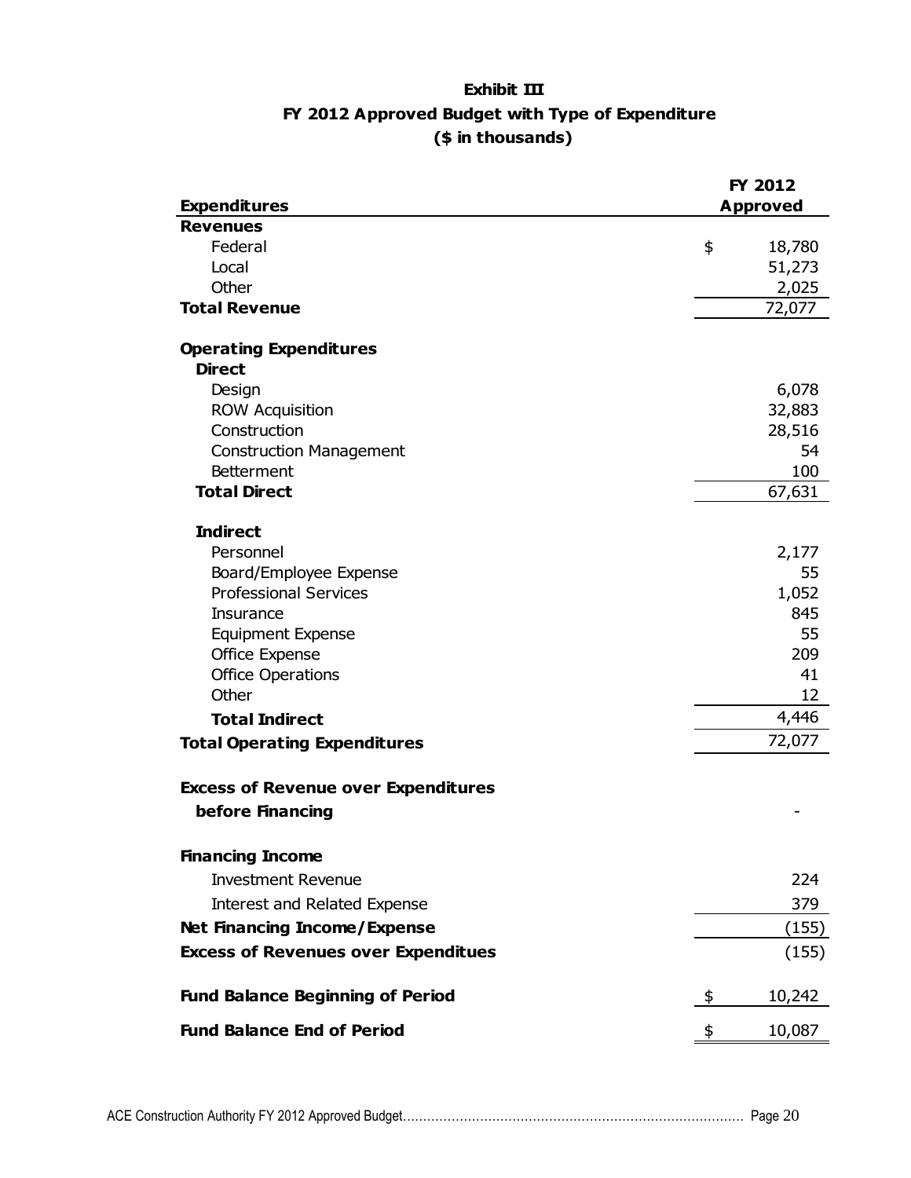# Exhibit III

## FY 2012 Approved Budget with Type of Expenditure

### ($ in thousands)

| Expenditures | FY 2012 Approved |
|---|---|
| **Revenues** | |
| Federal | $ 18,780 |
| Local | 51,273 |
| Other | 2,025 |
| **Total Revenue** | 72,077 |
| | |
| **Operating Expenditures** | |
| **Direct** | |
| Design | 6,078 |
| ROW Acquisition | 32,883 |
| Construction | 28,516 |
| Construction Management | 54 |
| Betterment | 100 |
| **Total Direct** | 67,631 |
| | |
| **Indirect** | |
| Personnel | 2,177 |
| Board/Employee Expense | 55 |
| Professional Services | 1,052 |
| Insurance | 845 |
| Equipment Expense | 55 |
| Office Expense | 209 |
| Office Operations | 41 |
| Other | 12 |
| **Total Indirect** | 4,446 |
| **Total Operating Expenditures** | 72,077 |
| | |
| **Excess of Revenue over Expenditures before Financing** | - |
| | |
| **Financing Income** | |
| Investment Revenue | 224 |
| Interest and Related Expense | 379 |
| **Net Financing Income/Expense** | (155) |
| **Excess of Revenues over Expenditues** | (155) |
| | |
| **Fund Balance Beginning of Period** | $ 10,242 |
| **Fund Balance End of Period** | $ 10,087 |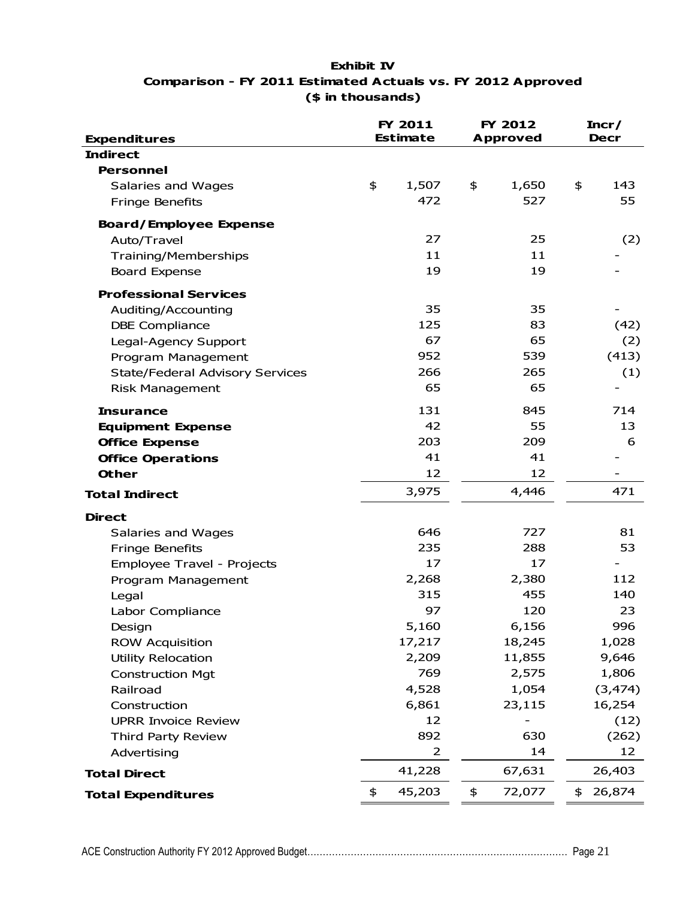## Exhibit IV
## Comparison - FY 2011 Estimated Actuals vs. FY 2012 Approved
## ($ in thousands)

| Expenditures | FY 2011 Estimate | FY 2012 Approved | Incr/ Decr |
|---|---|---|---|
| **Indirect** | | | |
| **Personnel** | | | |
| Salaries and Wages | $ 1,507 | $ 1,650 | $ 143 |
| Fringe Benefits | 472 | 527 | 55 |
| **Board/Employee Expense** | | | |
| Auto/Travel | 27 | 25 | (2) |
| Training/Memberships | 11 | 11 | - |
| Board Expense | 19 | 19 | - |
| **Professional Services** | | | |
| Auditing/Accounting | 35 | 35 | - |
| DBE Compliance | 125 | 83 | (42) |
| Legal-Agency Support | 67 | 65 | (2) |
| Program Management | 952 | 539 | (413) |
| State/Federal Advisory Services | 266 | 265 | (1) |
| Risk Management | 65 | 65 | - |
| **Insurance** | 131 | 845 | 714 |
| **Equipment Expense** | 42 | 55 | 13 |
| **Office Expense** | 203 | 209 | 6 |
| **Office Operations** | 41 | 41 | - |
| **Other** | 12 | 12 | - |
| **Total Indirect** | 3,975 | 4,446 | 471 |
| **Direct** | | | |
| Salaries and Wages | 646 | 727 | 81 |
| Fringe Benefits | 235 | 288 | 53 |
| Employee Travel - Projects | 17 | 17 | - |
| Program Management | 2,268 | 2,380 | 112 |
| Legal | 315 | 455 | 140 |
| Labor Compliance | 97 | 120 | 23 |
| Design | 5,160 | 6,156 | 996 |
| ROW Acquisition | 17,217 | 18,245 | 1,028 |
| Utility Relocation | 2,209 | 11,855 | 9,646 |
| Construction Mgt | 769 | 2,575 | 1,806 |
| Railroad | 4,528 | 1,054 | (3,474) |
| Construction | 6,861 | 23,115 | 16,254 |
| UPRR Invoice Review | 12 | - | (12) |
| Third Party Review | 892 | 630 | (262) |
| Advertising | 2 | 14 | 12 |
| **Total Direct** | 41,228 | 67,631 | 26,403 |
| **Total Expenditures** | $ 45,203 | $ 72,077 | $ 26,874 |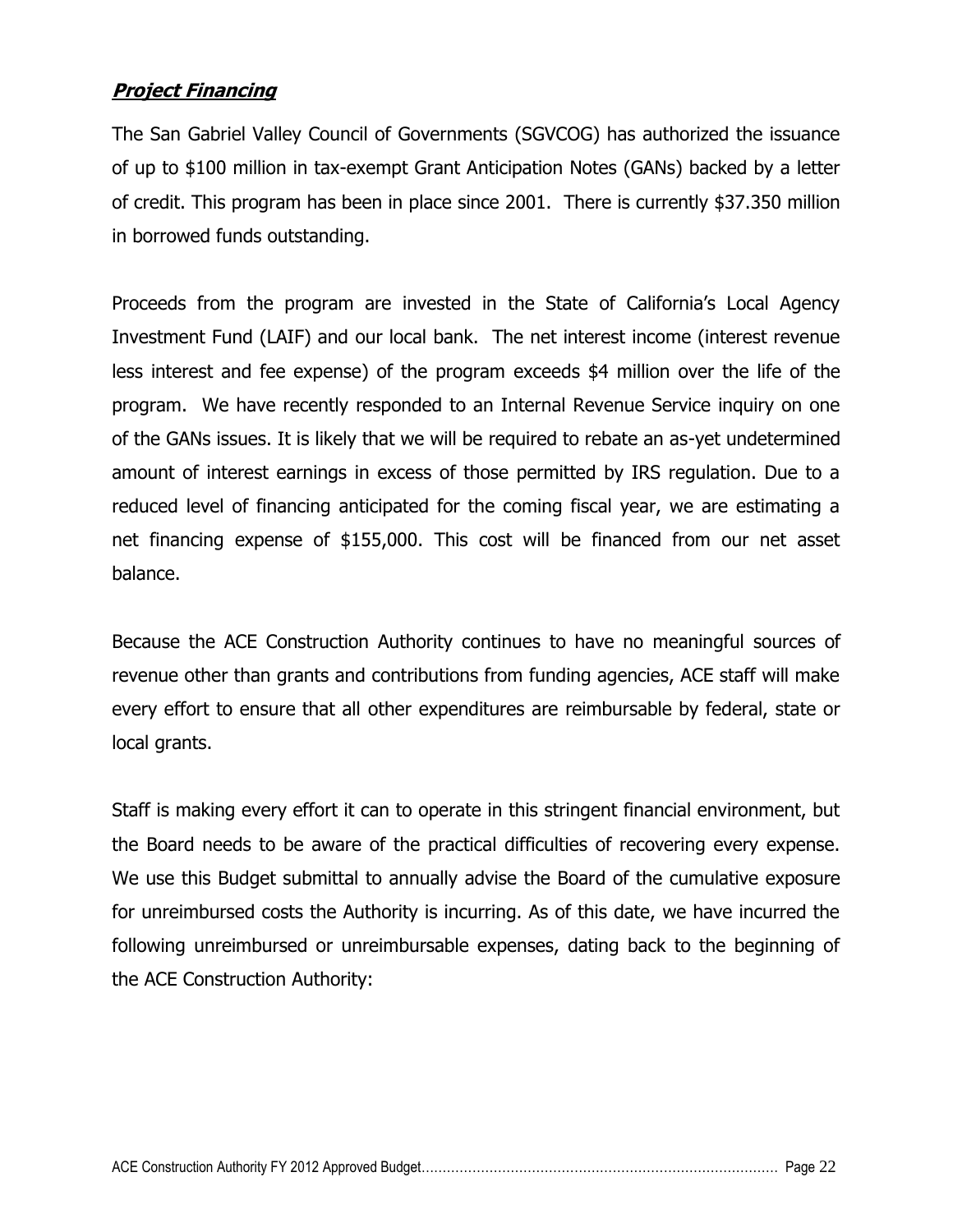## ***Project Financing***

The San Gabriel Valley Council of Governments (SGVCOG) has authorized the issuance of up to $100 million in tax-exempt Grant Anticipation Notes (GANs) backed by a letter of credit. This program has been in place since 2001. There is currently $37.350 million in borrowed funds outstanding.

Proceeds from the program are invested in the State of California's Local Agency Investment Fund (LAIF) and our local bank. The net interest income (interest revenue less interest and fee expense) of the program exceeds $4 million over the life of the program. We have recently responded to an Internal Revenue Service inquiry on one of the GANs issues. It is likely that we will be required to rebate an as-yet undetermined amount of interest earnings in excess of those permitted by IRS regulation. Due to a reduced level of financing anticipated for the coming fiscal year, we are estimating a net financing expense of $155,000. This cost will be financed from our net asset balance.

Because the ACE Construction Authority continues to have no meaningful sources of revenue other than grants and contributions from funding agencies, ACE staff will make every effort to ensure that all other expenditures are reimbursable by federal, state or local grants.

Staff is making every effort it can to operate in this stringent financial environment, but the Board needs to be aware of the practical difficulties of recovering every expense. We use this Budget submittal to annually advise the Board of the cumulative exposure for unreimbursed costs the Authority is incurring. As of this date, we have incurred the following unreimbursed or unreimbursable expenses, dating back to the beginning of the ACE Construction Authority: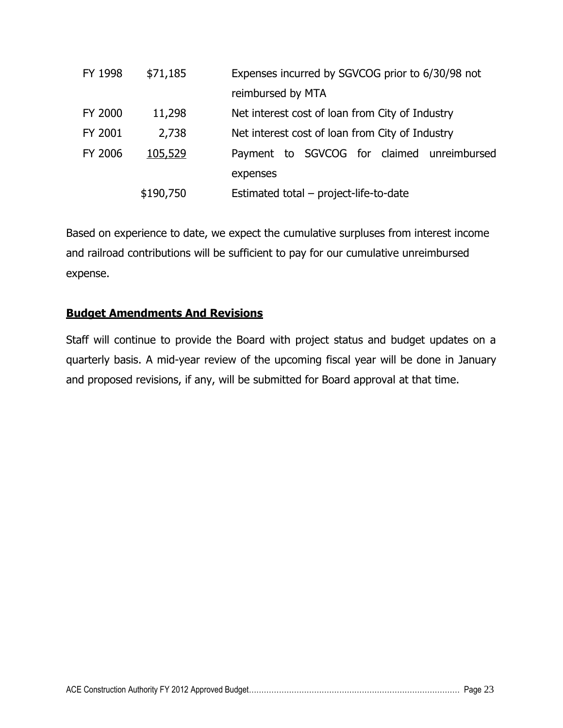| | | |
|---|---|---|
| FY 1998 | $71,185 | Expenses incurred by SGVCOG prior to 6/30/98 not reimbursed by MTA |
| FY 2000 | 11,298 | Net interest cost of loan from City of Industry |
| FY 2001 | 2,738 | Net interest cost of loan from City of Industry |
| FY 2006 | 105,529 | Payment to SGVCOG for claimed unreimbursed expenses |
| | $190,750 | Estimated total – project-life-to-date |

Based on experience to date, we expect the cumulative surpluses from interest income and railroad contributions will be sufficient to pay for our cumulative unreimbursed expense.

## Budget Amendments And Revisions

Staff will continue to provide the Board with project status and budget updates on a quarterly basis. A mid-year review of the upcoming fiscal year will be done in January and proposed revisions, if any, will be submitted for Board approval at that time.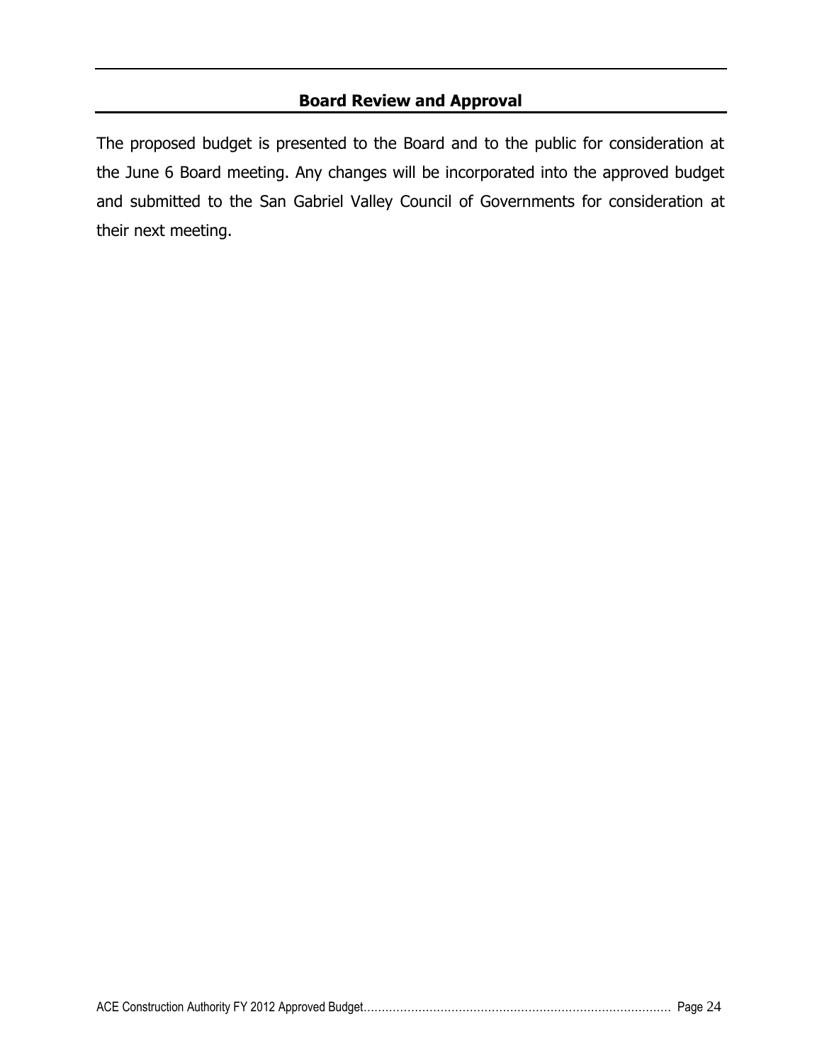## Board Review and Approval

The proposed budget is presented to the Board and to the public for consideration at the June 6 Board meeting. Any changes will be incorporated into the approved budget and submitted to the San Gabriel Valley Council of Governments for consideration at their next meeting.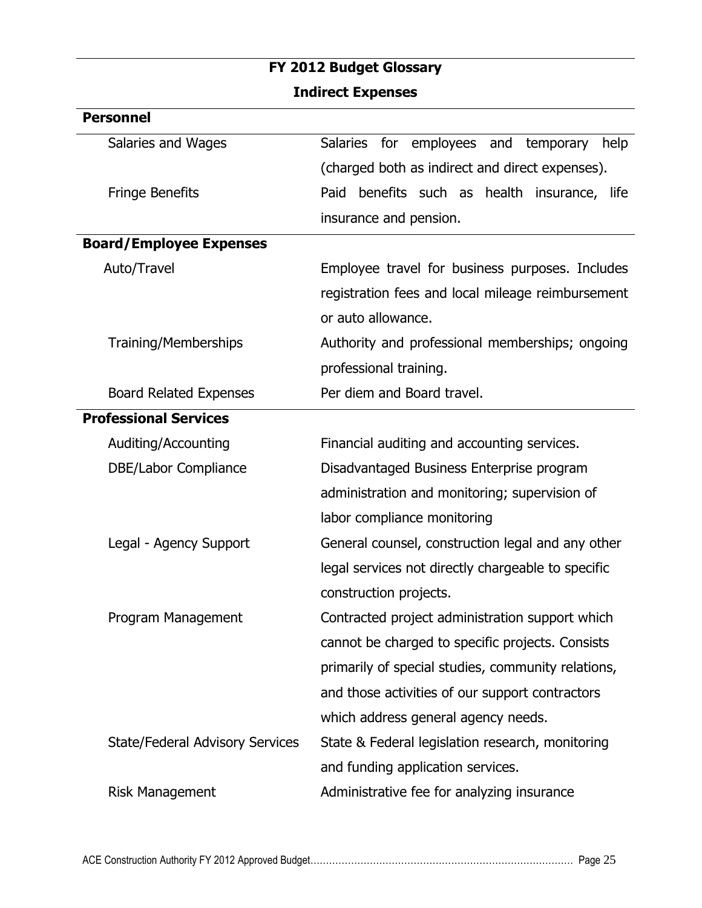## FY 2012 Budget Glossary

### Indirect Expenses

| Item | Description |
|---|---|
| **Personnel** | |
| Salaries and Wages | Salaries for employees and temporary help (charged both as indirect and direct expenses). |
| Fringe Benefits | Paid benefits such as health insurance, life insurance and pension. |
| **Board/Employee Expenses** | |
| Auto/Travel | Employee travel for business purposes. Includes registration fees and local mileage reimbursement or auto allowance. |
| Training/Memberships | Authority and professional memberships; ongoing professional training. |
| Board Related Expenses | Per diem and Board travel. |
| **Professional Services** | |
| Auditing/Accounting | Financial auditing and accounting services. |
| DBE/Labor Compliance | Disadvantaged Business Enterprise program administration and monitoring; supervision of labor compliance monitoring |
| Legal - Agency Support | General counsel, construction legal and any other legal services not directly chargeable to specific construction projects. |
| Program Management | Contracted project administration support which cannot be charged to specific projects. Consists primarily of special studies, community relations, and those activities of our support contractors which address general agency needs. |
| State/Federal Advisory Services | State & Federal legislation research, monitoring and funding application services. |
| Risk Management | Administrative fee for analyzing insurance |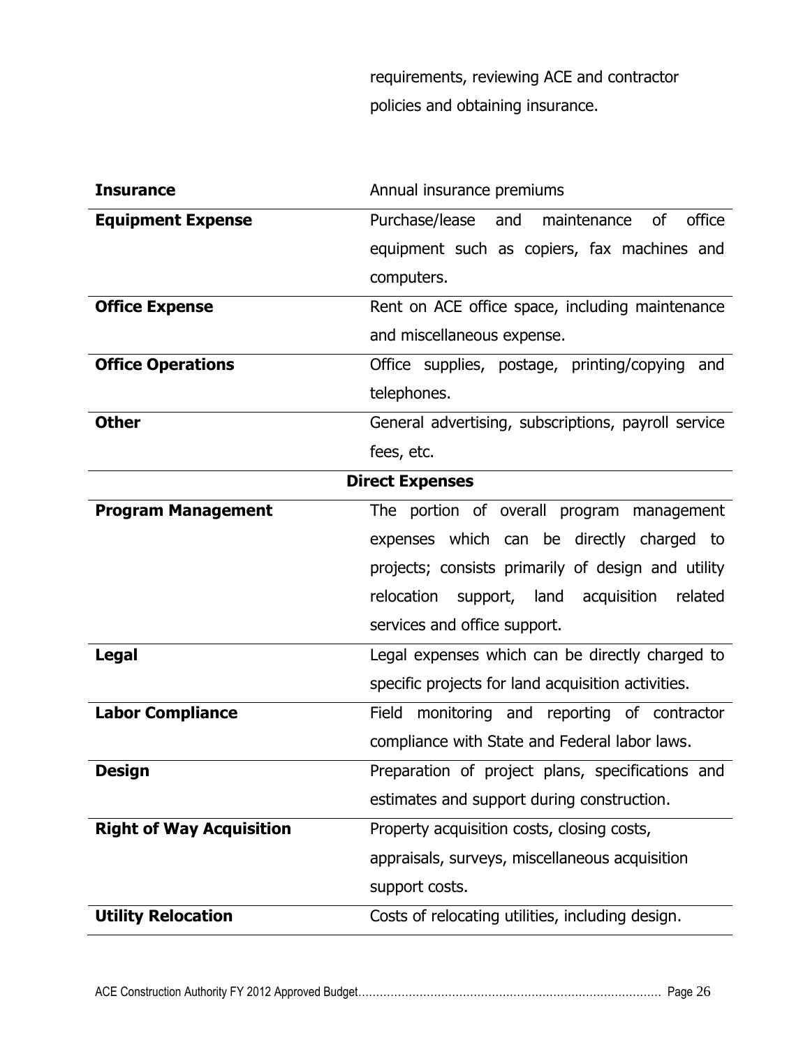| | |
|---|---|
| | requirements, reviewing ACE and contractor policies and obtaining insurance. |
| **Insurance** | Annual insurance premiums |
| **Equipment Expense** | Purchase/lease and maintenance of office equipment such as copiers, fax machines and computers. |
| **Office Expense** | Rent on ACE office space, including maintenance and miscellaneous expense. |
| **Office Operations** | Office supplies, postage, printing/copying and telephones. |
| **Other** | General advertising, subscriptions, payroll service fees, etc. |
| **Direct Expenses** | |
| **Program Management** | The portion of overall program management expenses which can be directly charged to projects; consists primarily of design and utility relocation support, land acquisition related services and office support. |
| **Legal** | Legal expenses which can be directly charged to specific projects for land acquisition activities. |
| **Labor Compliance** | Field monitoring and reporting of contractor compliance with State and Federal labor laws. |
| **Design** | Preparation of project plans, specifications and estimates and support during construction. |
| **Right of Way Acquisition** | Property acquisition costs, closing costs, appraisals, surveys, miscellaneous acquisition support costs. |
| **Utility Relocation** | Costs of relocating utilities, including design. |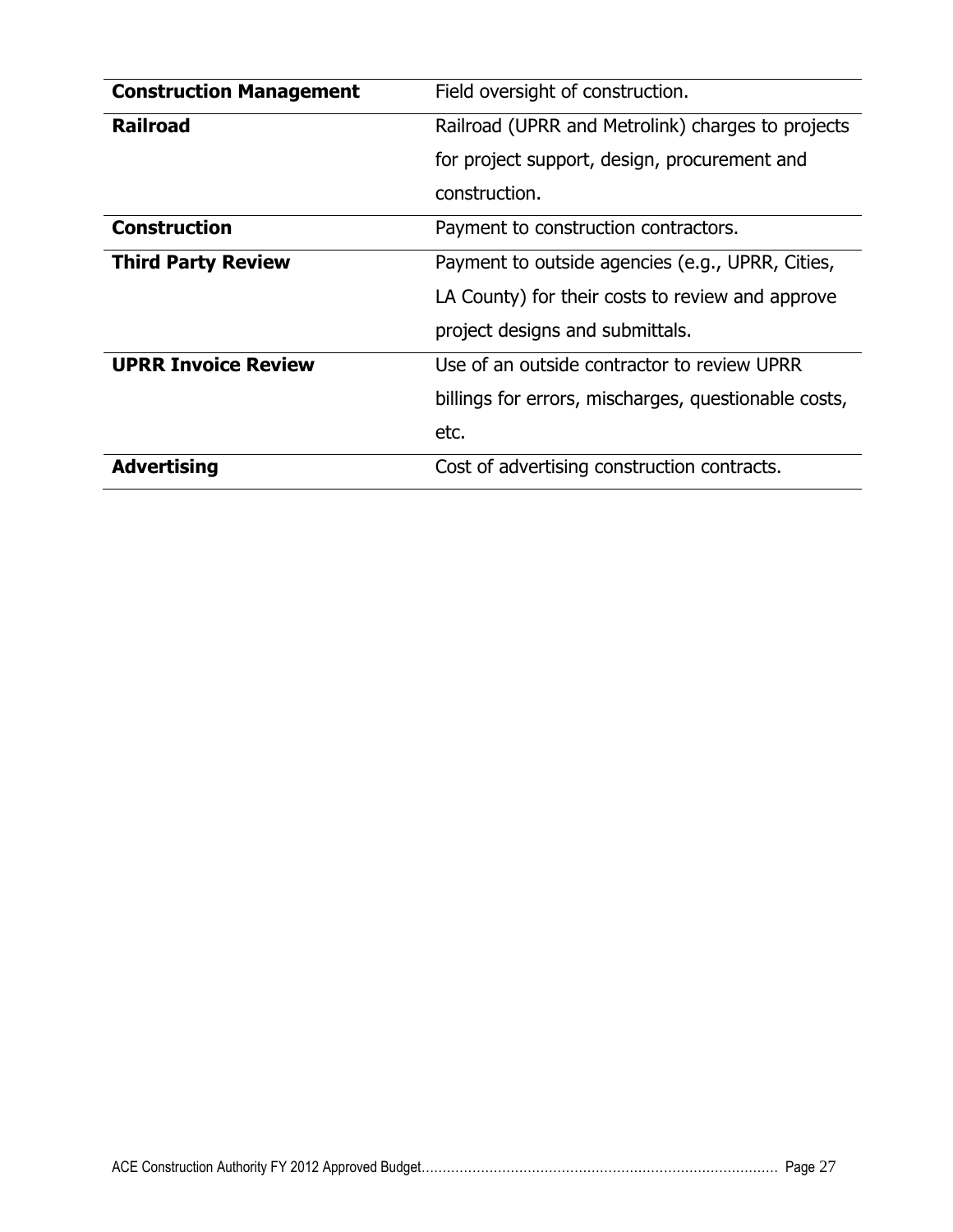| | |
|---|---|
| **Construction Management** | Field oversight of construction. |
| **Railroad** | Railroad (UPRR and Metrolink) charges to projects for project support, design, procurement and construction. |
| **Construction** | Payment to construction contractors. |
| **Third Party Review** | Payment to outside agencies (e.g., UPRR, Cities, LA County) for their costs to review and approve project designs and submittals. |
| **UPRR Invoice Review** | Use of an outside contractor to review UPRR billings for errors, mischarges, questionable costs, etc. |
| **Advertising** | Cost of advertising construction contracts. |